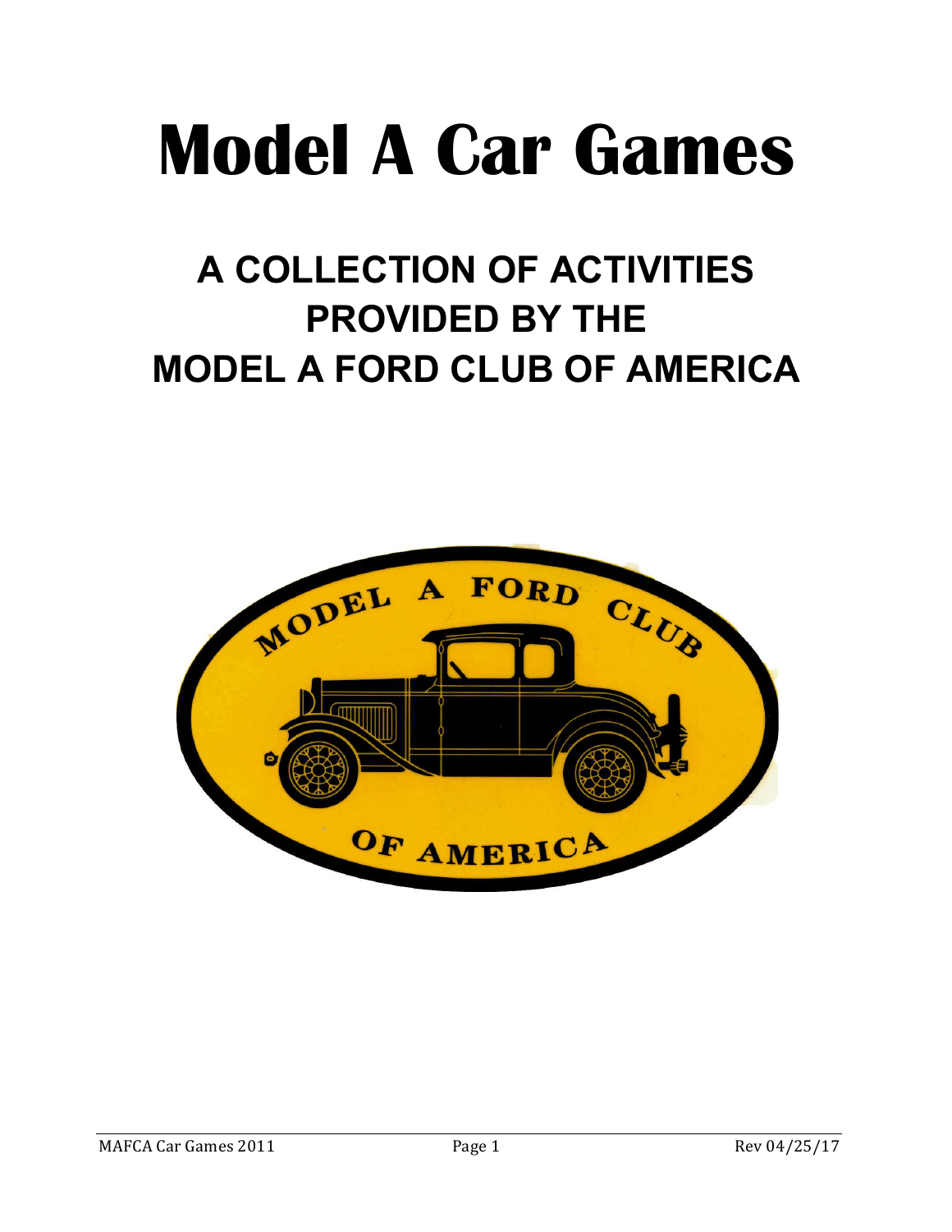# Model A Car Games

## A COLLECTION OF ACTIVITIES PROVIDED BY THE MODEL A FORD CLUB OF AMERICA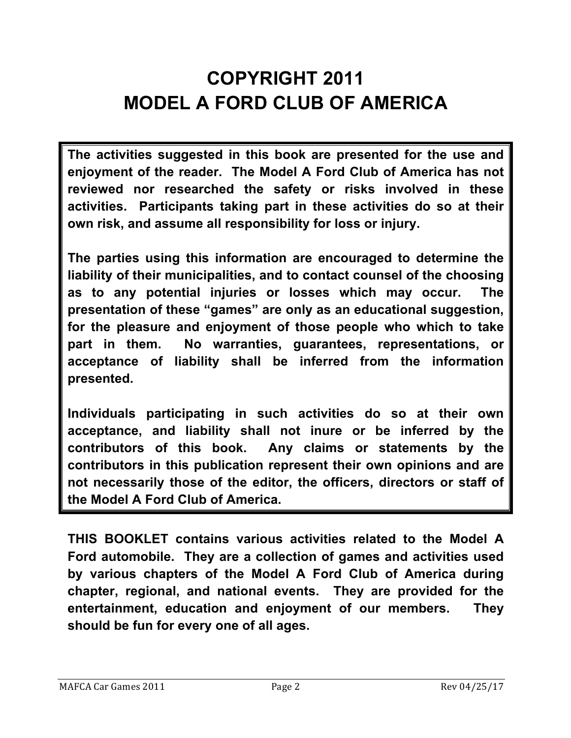# COPYRIGHT 2011
# MODEL A FORD CLUB OF AMERICA

**The activities suggested in this book are presented for the use and enjoyment of the reader. The Model A Ford Club of America has not reviewed nor researched the safety or risks involved in these activities. Participants taking part in these activities do so at their own risk, and assume all responsibility for loss or injury.**

**The parties using this information are encouraged to determine the liability of their municipalities, and to contact counsel of the choosing as to any potential injuries or losses which may occur. The presentation of these "games" are only as an educational suggestion, for the pleasure and enjoyment of those people who which to take part in them. No warranties, guarantees, representations, or acceptance of liability shall be inferred from the information presented.**

**Individuals participating in such activities do so at their own acceptance, and liability shall not inure or be inferred by the contributors of this book. Any claims or statements by the contributors in this publication represent their own opinions and are not necessarily those of the editor, the officers, directors or staff of the Model A Ford Club of America.**

**THIS BOOKLET contains various activities related to the Model A Ford automobile. They are a collection of games and activities used by various chapters of the Model A Ford Club of America during chapter, regional, and national events. They are provided for the entertainment, education and enjoyment of our members. They should be fun for every one of all ages.**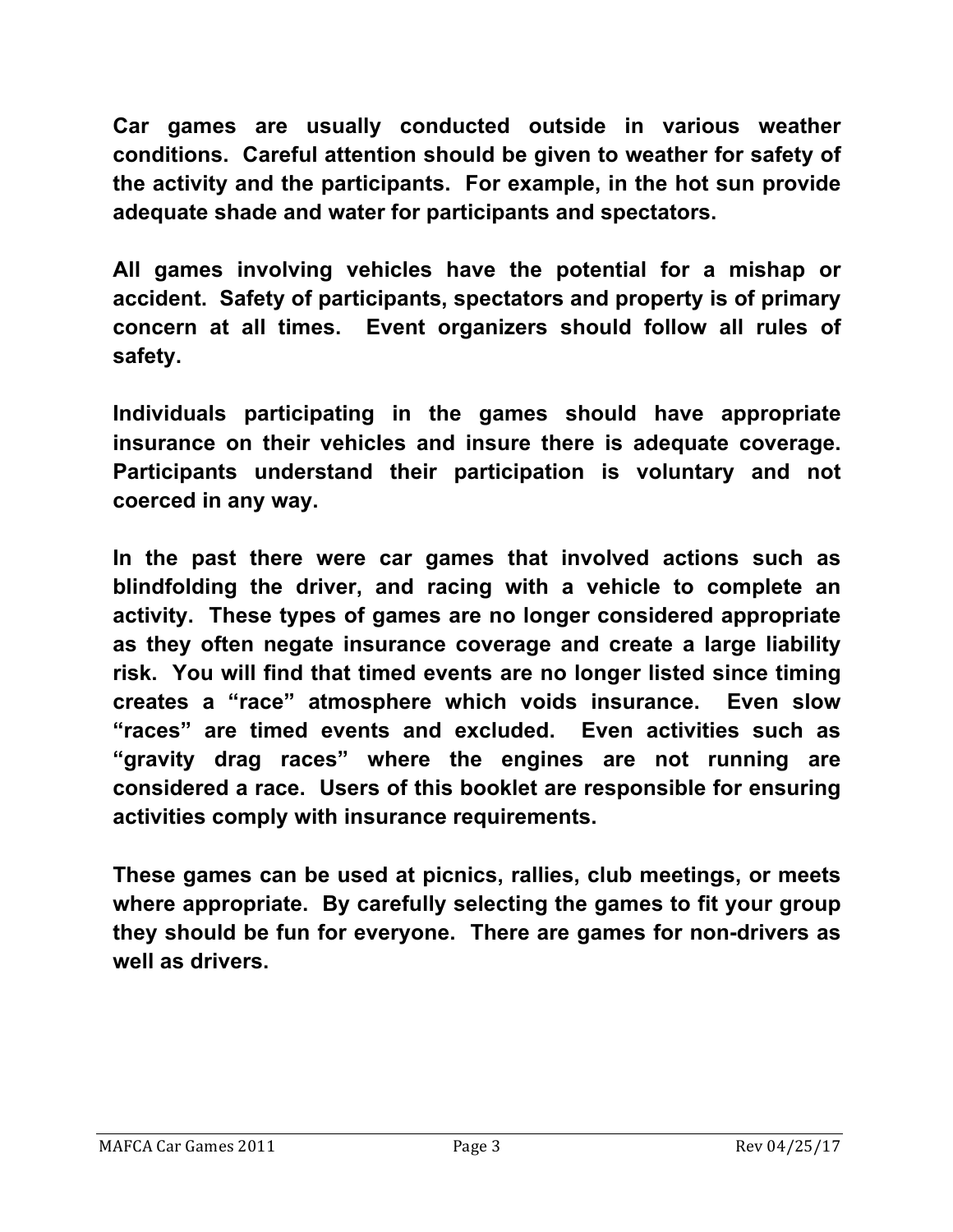**Car games are usually conducted outside in various weather conditions. Careful attention should be given to weather for safety of the activity and the participants. For example, in the hot sun provide adequate shade and water for participants and spectators.**

**All games involving vehicles have the potential for a mishap or accident. Safety of participants, spectators and property is of primary concern at all times. Event organizers should follow all rules of safety.**

**Individuals participating in the games should have appropriate insurance on their vehicles and insure there is adequate coverage. Participants understand their participation is voluntary and not coerced in any way.**

**In the past there were car games that involved actions such as blindfolding the driver, and racing with a vehicle to complete an activity. These types of games are no longer considered appropriate as they often negate insurance coverage and create a large liability risk. You will find that timed events are no longer listed since timing creates a "race" atmosphere which voids insurance. Even slow "races" are timed events and excluded. Even activities such as "gravity drag races" where the engines are not running are considered a race. Users of this booklet are responsible for ensuring activities comply with insurance requirements.**

**These games can be used at picnics, rallies, club meetings, or meets where appropriate. By carefully selecting the games to fit your group they should be fun for everyone. There are games for non-drivers as well as drivers.**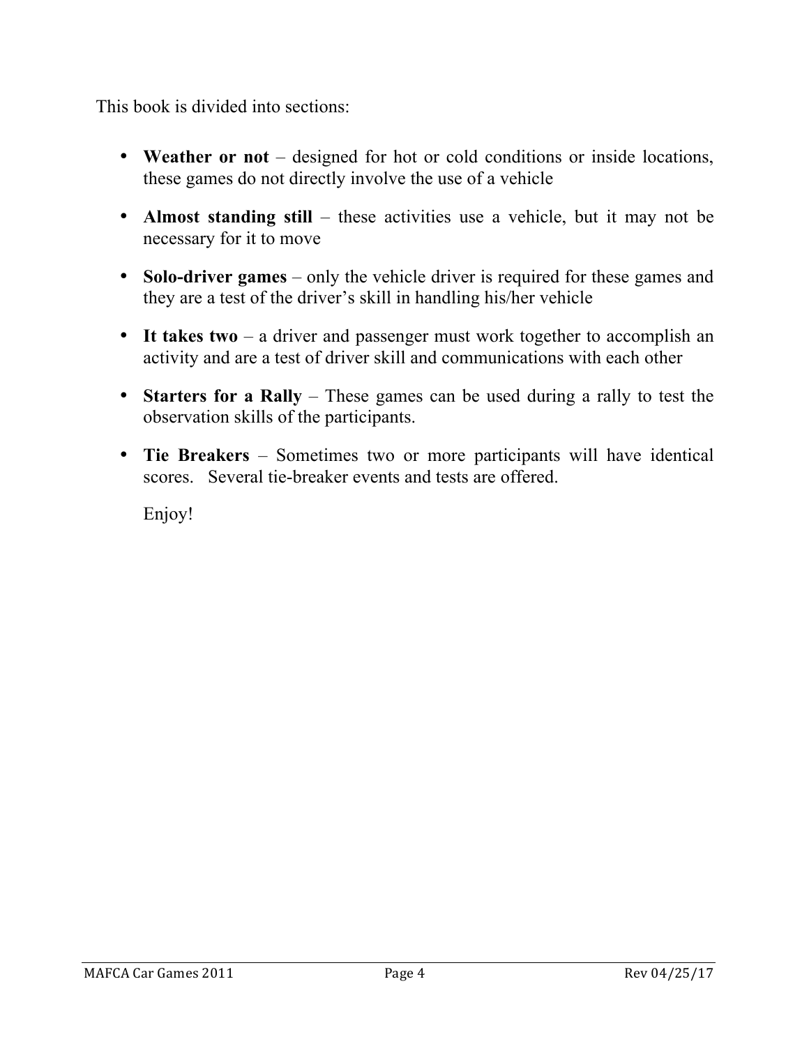This book is divided into sections:

- **Weather or not** – designed for hot or cold conditions or inside locations, these games do not directly involve the use of a vehicle
- **Almost standing still** – these activities use a vehicle, but it may not be necessary for it to move
- **Solo-driver games** – only the vehicle driver is required for these games and they are a test of the driver's skill in handling his/her vehicle
- **It takes two** – a driver and passenger must work together to accomplish an activity and are a test of driver skill and communications with each other
- **Starters for a Rally** – These games can be used during a rally to test the observation skills of the participants.
- **Tie Breakers** – Sometimes two or more participants will have identical scores. Several tie-breaker events and tests are offered.

Enjoy!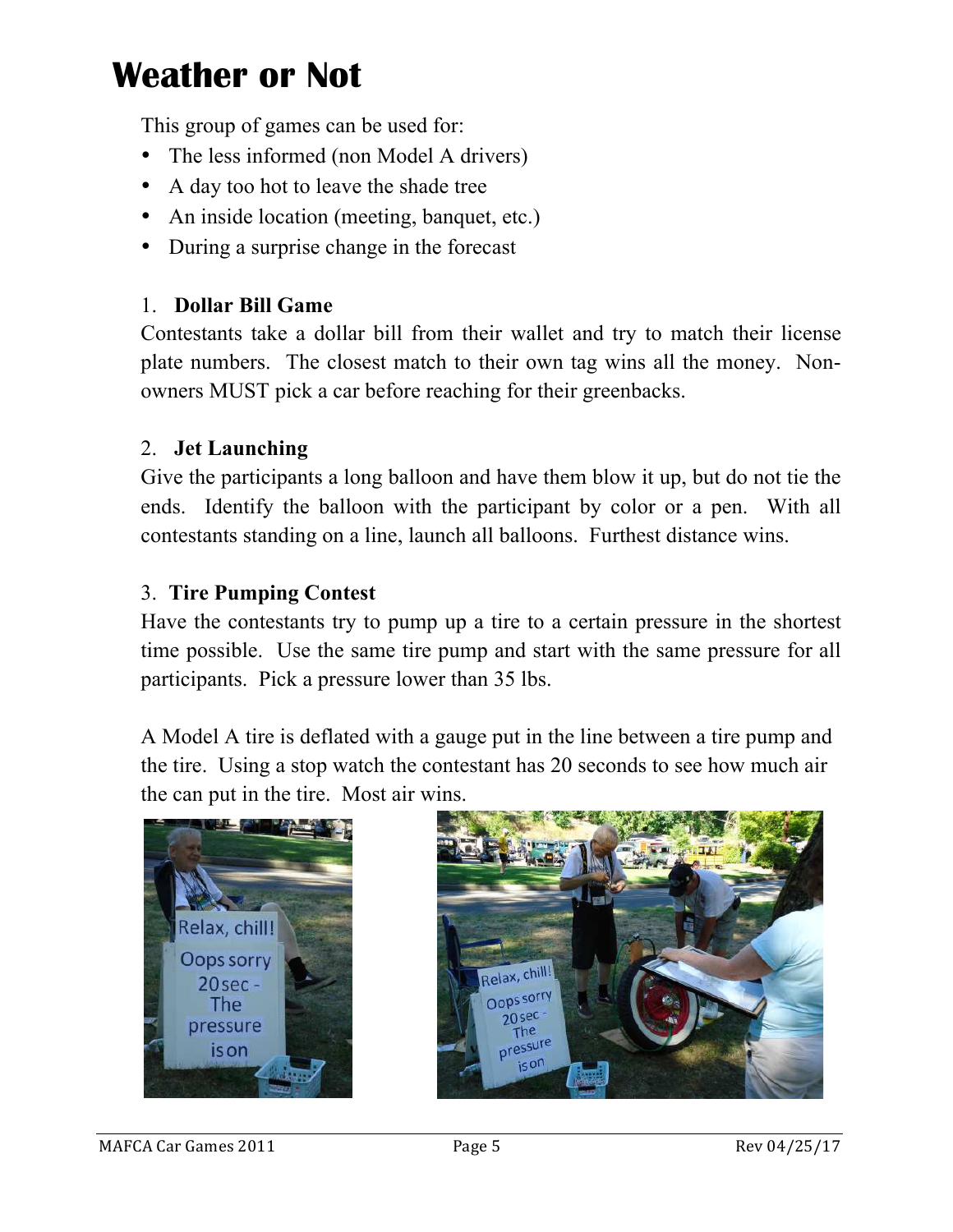# Weather or Not

This group of games can be used for:

- The less informed (non Model A drivers)
- A day too hot to leave the shade tree
- An inside location (meeting, banquet, etc.)
- During a surprise change in the forecast

1. **Dollar Bill Game**

Contestants take a dollar bill from their wallet and try to match their license plate numbers. The closest match to their own tag wins all the money. Non-owners MUST pick a car before reaching for their greenbacks.

2. **Jet Launching**

Give the participants a long balloon and have them blow it up, but do not tie the ends. Identify the balloon with the participant by color or a pen. With all contestants standing on a line, launch all balloons. Furthest distance wins.

3. **Tire Pumping Contest**

Have the contestants try to pump up a tire to a certain pressure in the shortest time possible. Use the same tire pump and start with the same pressure for all participants. Pick a pressure lower than 35 lbs.

A Model A tire is deflated with a gauge put in the line between a tire pump and the tire. Using a stop watch the contestant has 20 seconds to see how much air the can put in the tire. Most air wins.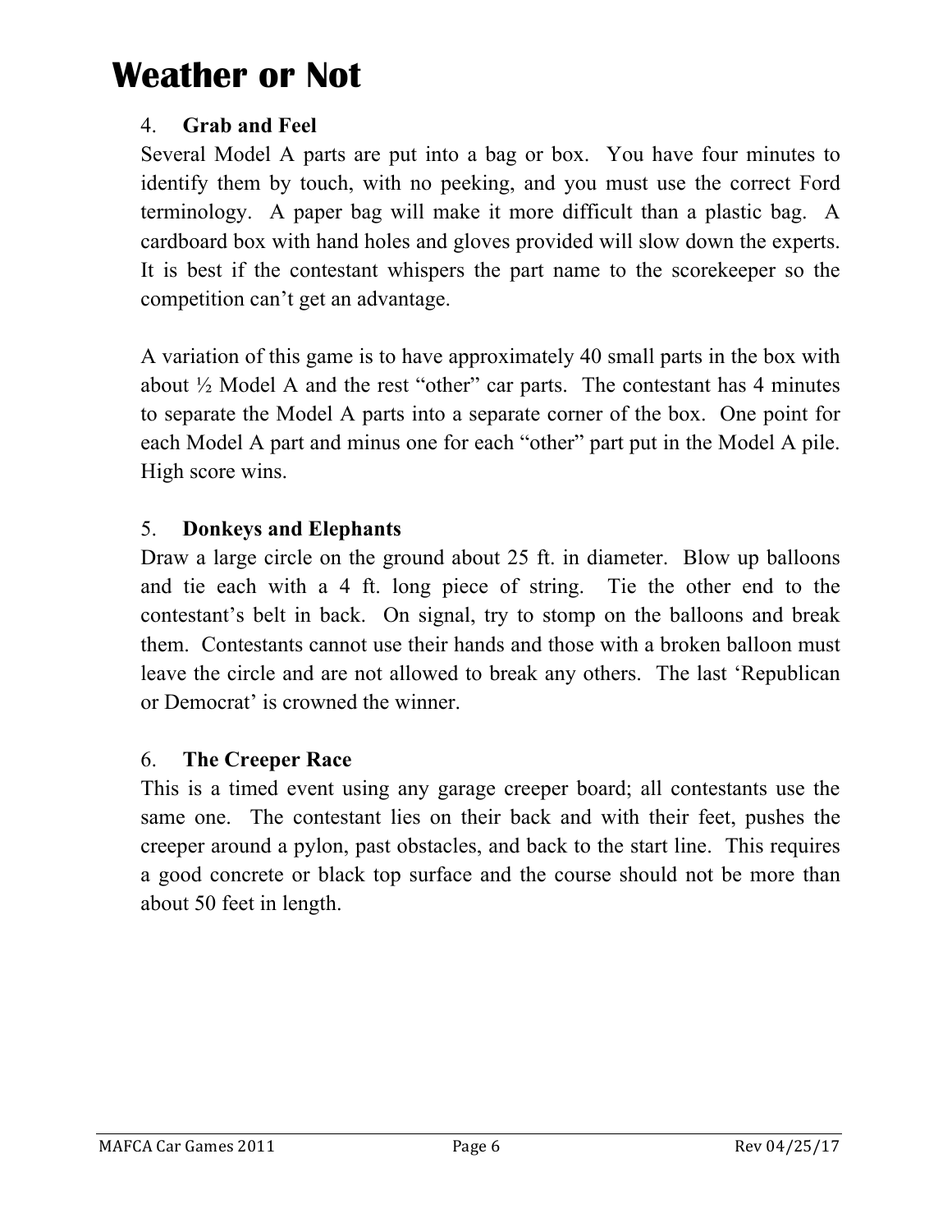# Weather or Not

4. **Grab and Feel**

Several Model A parts are put into a bag or box. You have four minutes to identify them by touch, with no peeking, and you must use the correct Ford terminology. A paper bag will make it more difficult than a plastic bag. A cardboard box with hand holes and gloves provided will slow down the experts. It is best if the contestant whispers the part name to the scorekeeper so the competition can't get an advantage.

A variation of this game is to have approximately 40 small parts in the box with about ½ Model A and the rest "other" car parts. The contestant has 4 minutes to separate the Model A parts into a separate corner of the box. One point for each Model A part and minus one for each "other" part put in the Model A pile. High score wins.

5. **Donkeys and Elephants**

Draw a large circle on the ground about 25 ft. in diameter. Blow up balloons and tie each with a 4 ft. long piece of string. Tie the other end to the contestant's belt in back. On signal, try to stomp on the balloons and break them. Contestants cannot use their hands and those with a broken balloon must leave the circle and are not allowed to break any others. The last 'Republican or Democrat' is crowned the winner.

6. **The Creeper Race**

This is a timed event using any garage creeper board; all contestants use the same one. The contestant lies on their back and with their feet, pushes the creeper around a pylon, past obstacles, and back to the start line. This requires a good concrete or black top surface and the course should not be more than about 50 feet in length.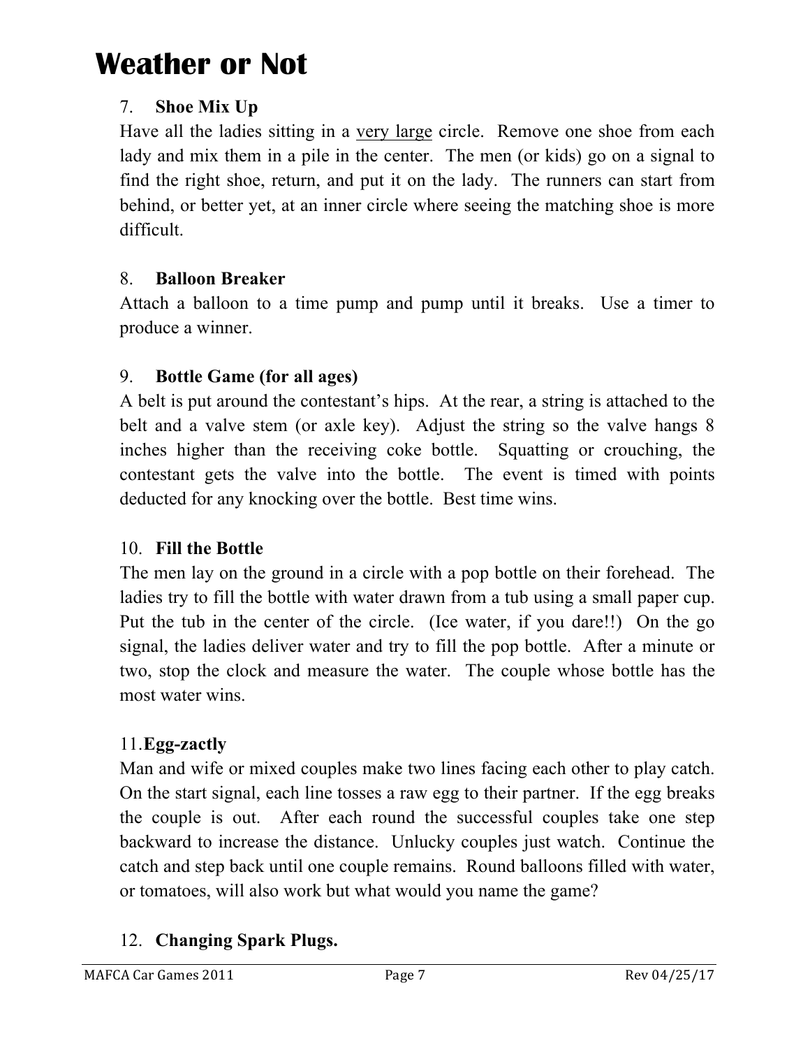# Weather or Not

7. **Shoe Mix Up**

Have all the ladies sitting in a very large circle. Remove one shoe from each lady and mix them in a pile in the center. The men (or kids) go on a signal to find the right shoe, return, and put it on the lady. The runners can start from behind, or better yet, at an inner circle where seeing the matching shoe is more difficult.

8. **Balloon Breaker**

Attach a balloon to a time pump and pump until it breaks. Use a timer to produce a winner.

9. **Bottle Game (for all ages)**

A belt is put around the contestant's hips. At the rear, a string is attached to the belt and a valve stem (or axle key). Adjust the string so the valve hangs 8 inches higher than the receiving coke bottle. Squatting or crouching, the contestant gets the valve into the bottle. The event is timed with points deducted for any knocking over the bottle. Best time wins.

10. **Fill the Bottle**

The men lay on the ground in a circle with a pop bottle on their forehead. The ladies try to fill the bottle with water drawn from a tub using a small paper cup. Put the tub in the center of the circle. (Ice water, if you dare!!) On the go signal, the ladies deliver water and try to fill the pop bottle. After a minute or two, stop the clock and measure the water. The couple whose bottle has the most water wins.

11. **Egg-zactly**

Man and wife or mixed couples make two lines facing each other to play catch. On the start signal, each line tosses a raw egg to their partner. If the egg breaks the couple is out. After each round the successful couples take one step backward to increase the distance. Unlucky couples just watch. Continue the catch and step back until one couple remains. Round balloons filled with water, or tomatoes, will also work but what would you name the game?

12. **Changing Spark Plugs.**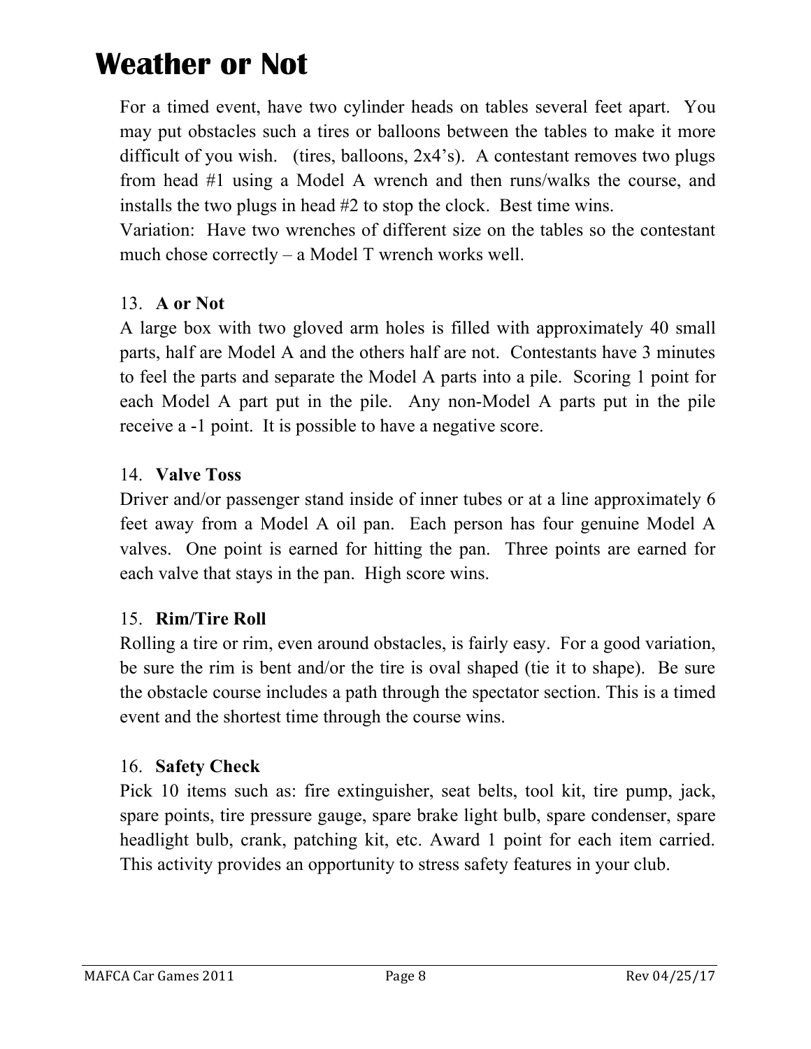# Weather or Not

For a timed event, have two cylinder heads on tables several feet apart. You may put obstacles such a tires or balloons between the tables to make it more difficult of you wish. (tires, balloons, 2x4's). A contestant removes two plugs from head #1 using a Model A wrench and then runs/walks the course, and installs the two plugs in head #2 to stop the clock. Best time wins.

Variation: Have two wrenches of different size on the tables so the contestant much chose correctly – a Model T wrench works well.

13. **A or Not**

A large box with two gloved arm holes is filled with approximately 40 small parts, half are Model A and the others half are not. Contestants have 3 minutes to feel the parts and separate the Model A parts into a pile. Scoring 1 point for each Model A part put in the pile. Any non-Model A parts put in the pile receive a -1 point. It is possible to have a negative score.

14. **Valve Toss**

Driver and/or passenger stand inside of inner tubes or at a line approximately 6 feet away from a Model A oil pan. Each person has four genuine Model A valves. One point is earned for hitting the pan. Three points are earned for each valve that stays in the pan. High score wins.

15. **Rim/Tire Roll**

Rolling a tire or rim, even around obstacles, is fairly easy. For a good variation, be sure the rim is bent and/or the tire is oval shaped (tie it to shape). Be sure the obstacle course includes a path through the spectator section. This is a timed event and the shortest time through the course wins.

16. **Safety Check**

Pick 10 items such as: fire extinguisher, seat belts, tool kit, tire pump, jack, spare points, tire pressure gauge, spare brake light bulb, spare condenser, spare headlight bulb, crank, patching kit, etc. Award 1 point for each item carried. This activity provides an opportunity to stress safety features in your club.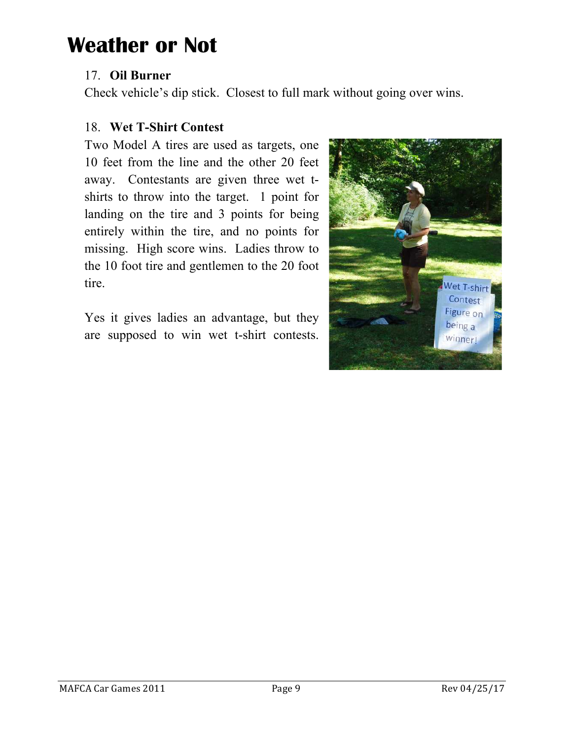# Weather or Not

17. **Oil Burner**

Check vehicle's dip stick. Closest to full mark without going over wins.

18. **Wet T-Shirt Contest**

Two Model A tires are used as targets, one 10 feet from the line and the other 20 feet away. Contestants are given three wet t-shirts to throw into the target. 1 point for landing on the tire and 3 points for being entirely within the tire, and no points for missing. High score wins. Ladies throw to the 10 foot tire and gentlemen to the 20 foot tire.

Yes it gives ladies an advantage, but they are supposed to win wet t-shirt contests.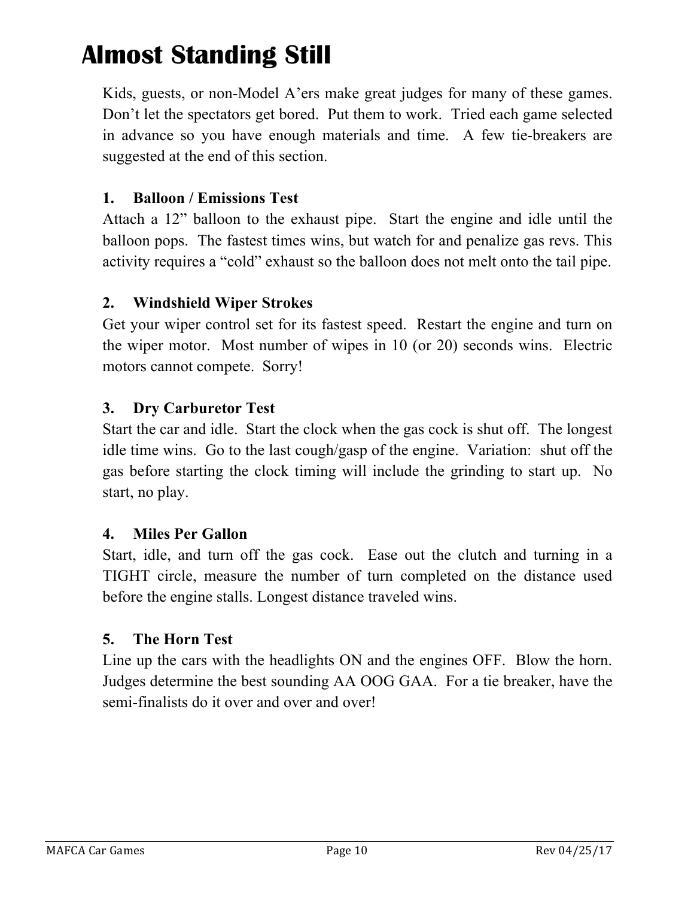# Almost Standing Still

Kids, guests, or non-Model A'ers make great judges for many of these games. Don't let the spectators get bored. Put them to work. Tried each game selected in advance so you have enough materials and time. A few tie-breakers are suggested at the end of this section.

**1. Balloon / Emissions Test**

Attach a 12" balloon to the exhaust pipe. Start the engine and idle until the balloon pops. The fastest times wins, but watch for and penalize gas revs. This activity requires a "cold" exhaust so the balloon does not melt onto the tail pipe.

**2. Windshield Wiper Strokes**

Get your wiper control set for its fastest speed. Restart the engine and turn on the wiper motor. Most number of wipes in 10 (or 20) seconds wins. Electric motors cannot compete. Sorry!

**3. Dry Carburetor Test**

Start the car and idle. Start the clock when the gas cock is shut off. The longest idle time wins. Go to the last cough/gasp of the engine. Variation: shut off the gas before starting the clock timing will include the grinding to start up. No start, no play.

**4. Miles Per Gallon**

Start, idle, and turn off the gas cock. Ease out the clutch and turning in a TIGHT circle, measure the number of turn completed on the distance used before the engine stalls. Longest distance traveled wins.

**5. The Horn Test**

Line up the cars with the headlights ON and the engines OFF. Blow the horn. Judges determine the best sounding AA OOG GAA. For a tie breaker, have the semi-finalists do it over and over and over!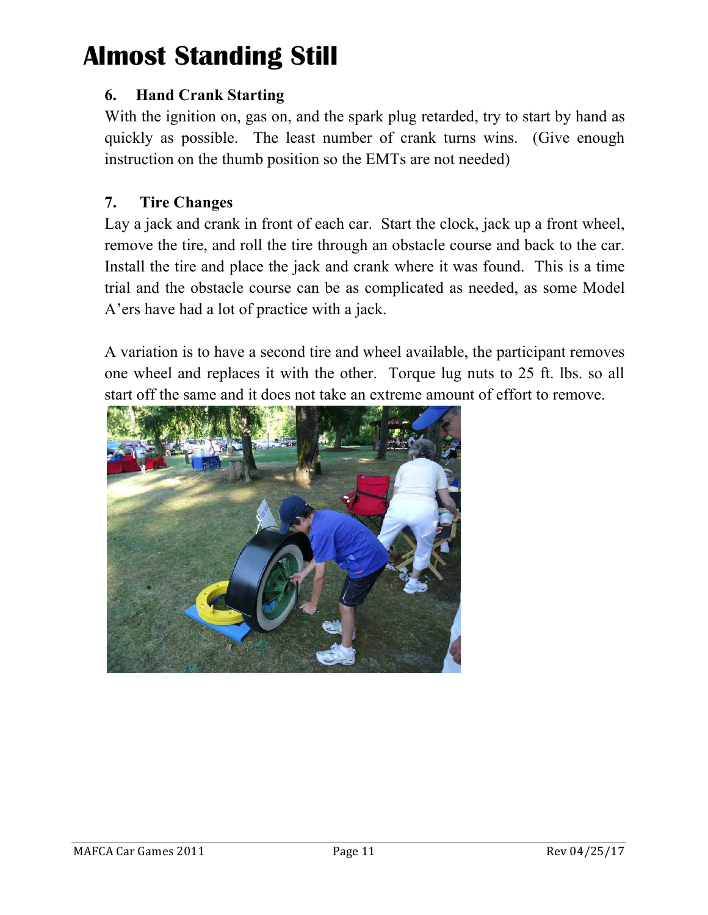# Almost Standing Still

### 6. Hand Crank Starting

With the ignition on, gas on, and the spark plug retarded, try to start by hand as quickly as possible. The least number of crank turns wins. (Give enough instruction on the thumb position so the EMTs are not needed)

### 7. Tire Changes

Lay a jack and crank in front of each car. Start the clock, jack up a front wheel, remove the tire, and roll the tire through an obstacle course and back to the car. Install the tire and place the jack and crank where it was found. This is a time trial and the obstacle course can be as complicated as needed, as some Model A'ers have had a lot of practice with a jack.

A variation is to have a second tire and wheel available, the participant removes one wheel and replaces it with the other. Torque lug nuts to 25 ft. lbs. so all start off the same and it does not take an extreme amount of effort to remove.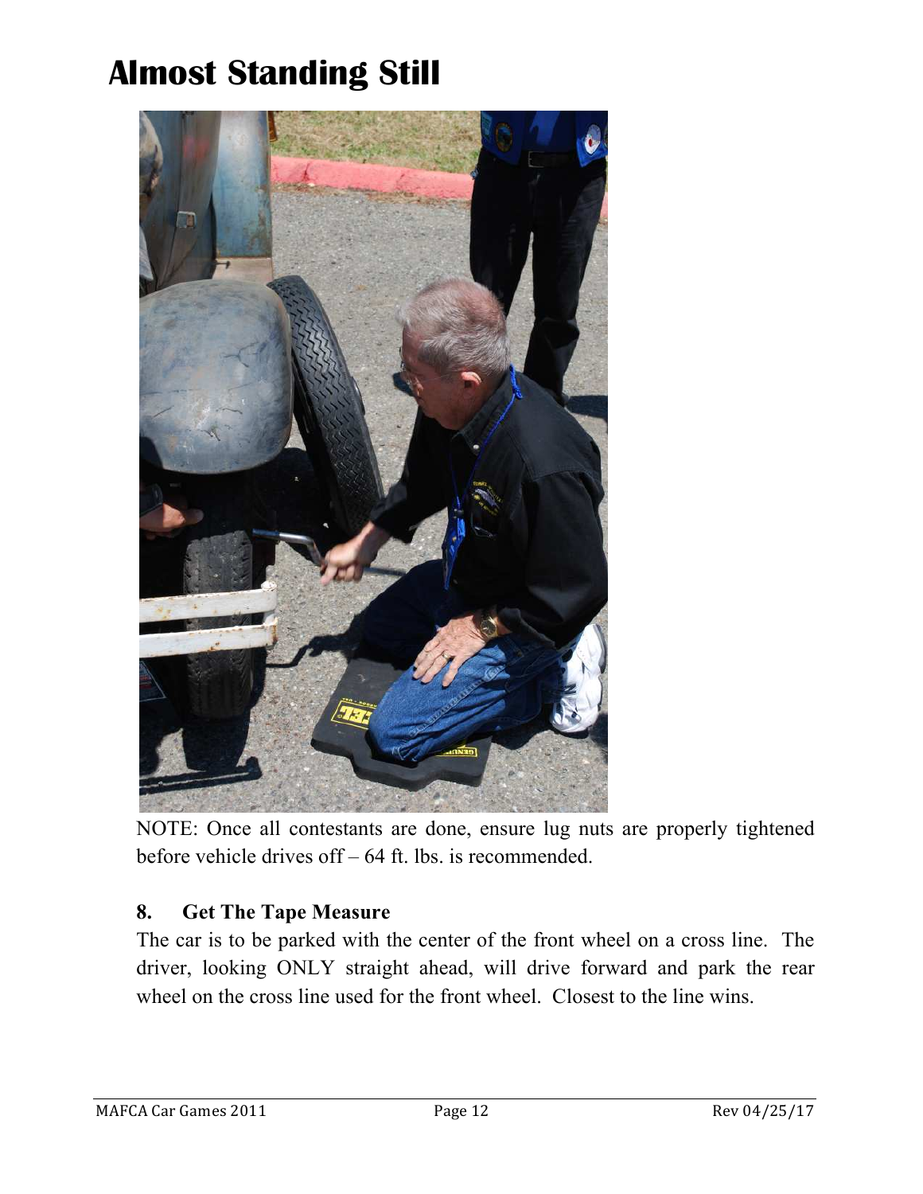# Almost Standing Still

NOTE: Once all contestants are done, ensure lug nuts are properly tightened before vehicle drives off – 64 ft. lbs. is recommended.

**8. Get The Tape Measure**

The car is to be parked with the center of the front wheel on a cross line. The driver, looking ONLY straight ahead, will drive forward and park the rear wheel on the cross line used for the front wheel. Closest to the line wins.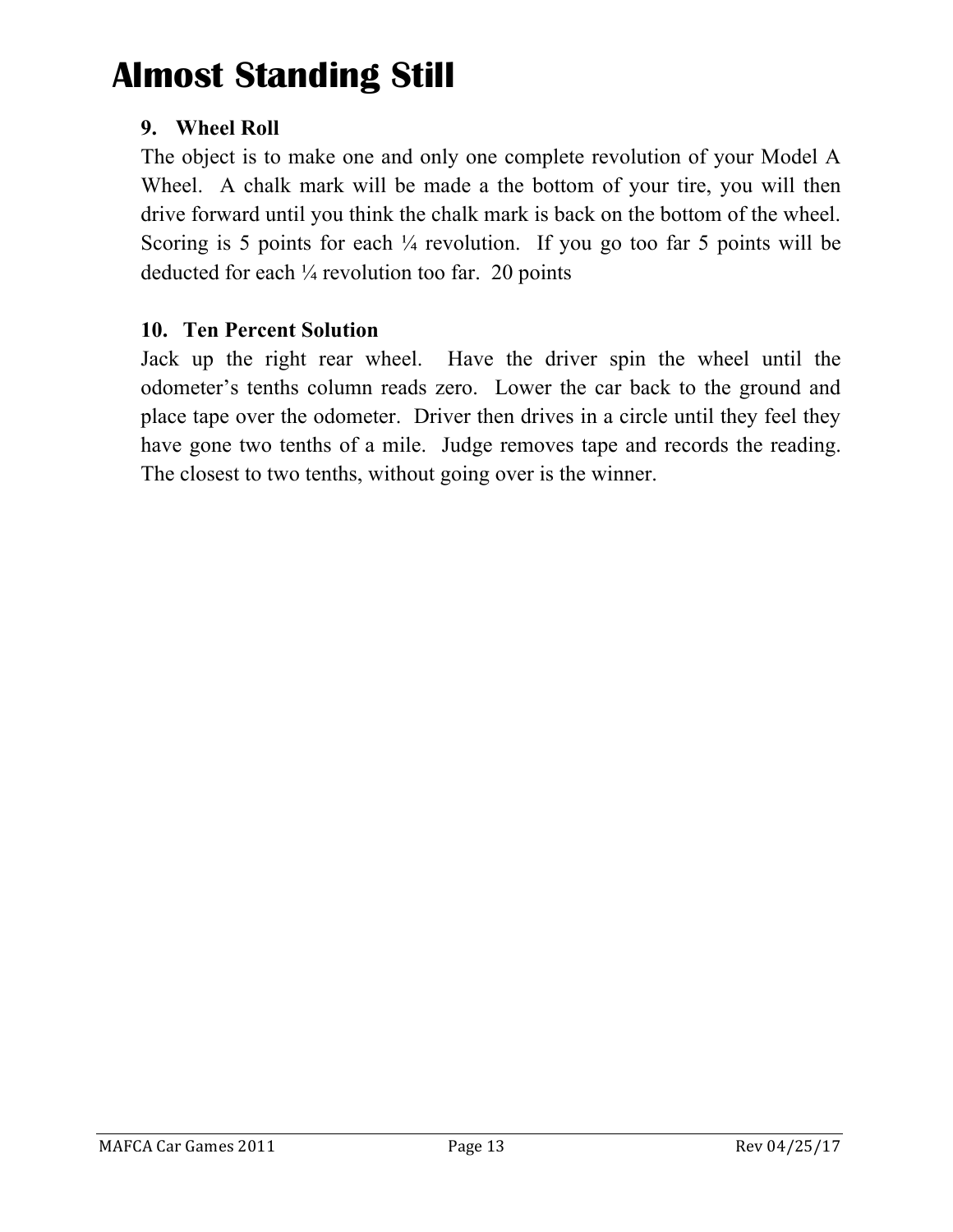# Almost Standing Still

### 9. Wheel Roll

The object is to make one and only one complete revolution of your Model A Wheel. A chalk mark will be made a the bottom of your tire, you will then drive forward until you think the chalk mark is back on the bottom of the wheel. Scoring is 5 points for each ¼ revolution. If you go too far 5 points will be deducted for each ¼ revolution too far. 20 points

### 10. Ten Percent Solution

Jack up the right rear wheel. Have the driver spin the wheel until the odometer's tenths column reads zero. Lower the car back to the ground and place tape over the odometer. Driver then drives in a circle until they feel they have gone two tenths of a mile. Judge removes tape and records the reading. The closest to two tenths, without going over is the winner.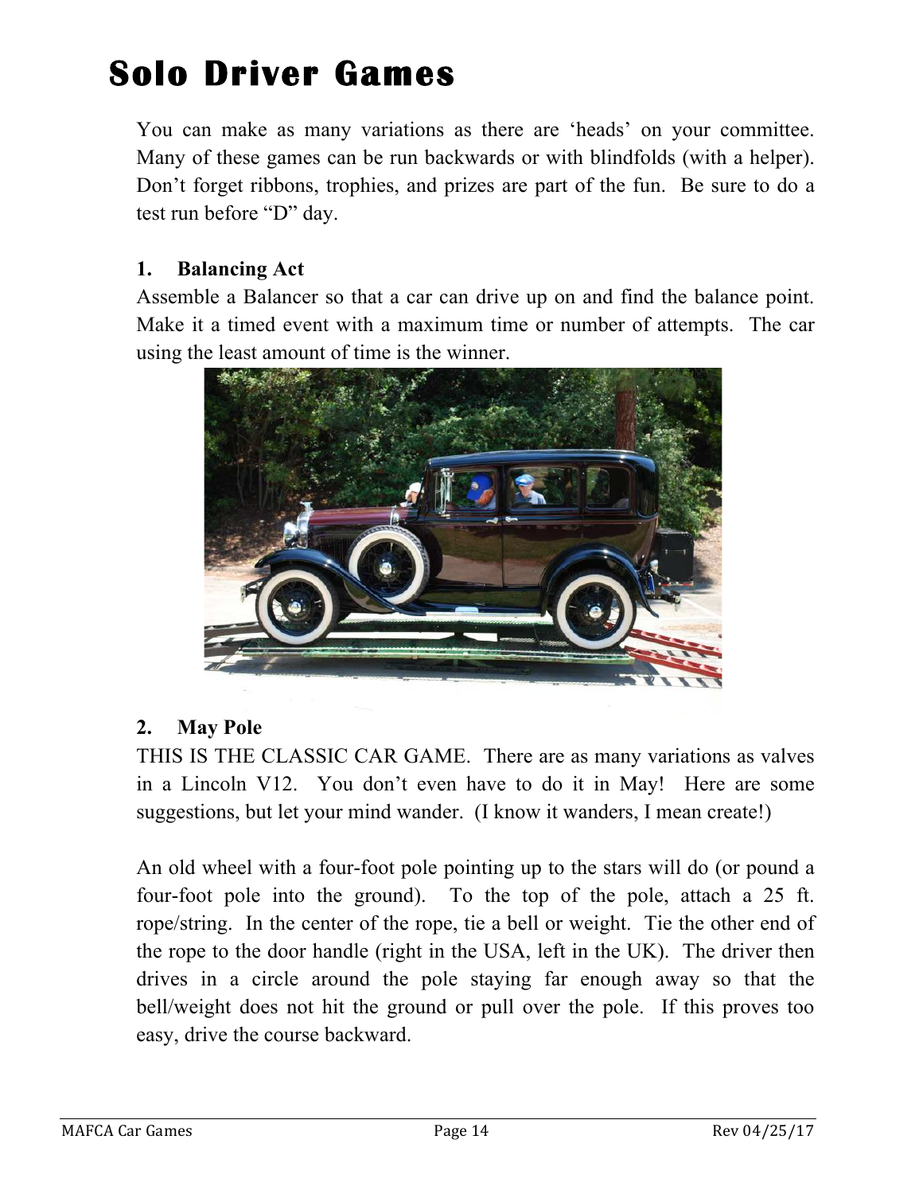# Solo Driver Games

You can make as many variations as there are 'heads' on your committee. Many of these games can be run backwards or with blindfolds (with a helper). Don't forget ribbons, trophies, and prizes are part of the fun. Be sure to do a test run before "D" day.

### 1. Balancing Act

Assemble a Balancer so that a car can drive up on and find the balance point. Make it a timed event with a maximum time or number of attempts. The car using the least amount of time is the winner.

### 2. May Pole

THIS IS THE CLASSIC CAR GAME. There are as many variations as valves in a Lincoln V12. You don't even have to do it in May! Here are some suggestions, but let your mind wander. (I know it wanders, I mean create!)

An old wheel with a four-foot pole pointing up to the stars will do (or pound a four-foot pole into the ground). To the top of the pole, attach a 25 ft. rope/string. In the center of the rope, tie a bell or weight. Tie the other end of the rope to the door handle (right in the USA, left in the UK). The driver then drives in a circle around the pole staying far enough away so that the bell/weight does not hit the ground or pull over the pole. If this proves too easy, drive the course backward.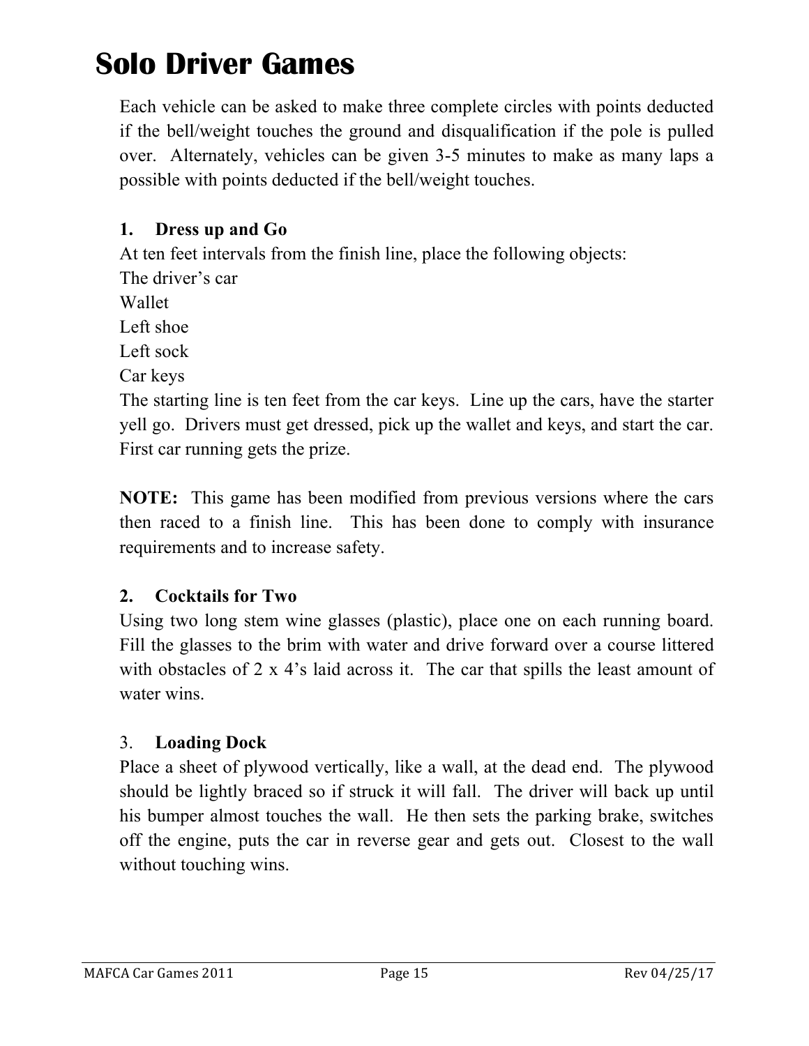# Solo Driver Games

Each vehicle can be asked to make three complete circles with points deducted if the bell/weight touches the ground and disqualification if the pole is pulled over. Alternately, vehicles can be given 3-5 minutes to make as many laps a possible with points deducted if the bell/weight touches.

**1. Dress up and Go**

At ten feet intervals from the finish line, place the following objects:

The driver's car
Wallet
Left shoe
Left sock
Car keys

The starting line is ten feet from the car keys. Line up the cars, have the starter yell go. Drivers must get dressed, pick up the wallet and keys, and start the car. First car running gets the prize.

**NOTE:** This game has been modified from previous versions where the cars then raced to a finish line. This has been done to comply with insurance requirements and to increase safety.

**2. Cocktails for Two**

Using two long stem wine glasses (plastic), place one on each running board. Fill the glasses to the brim with water and drive forward over a course littered with obstacles of 2 x 4's laid across it. The car that spills the least amount of water wins.

3. **Loading Dock**

Place a sheet of plywood vertically, like a wall, at the dead end. The plywood should be lightly braced so if struck it will fall. The driver will back up until his bumper almost touches the wall. He then sets the parking brake, switches off the engine, puts the car in reverse gear and gets out. Closest to the wall without touching wins.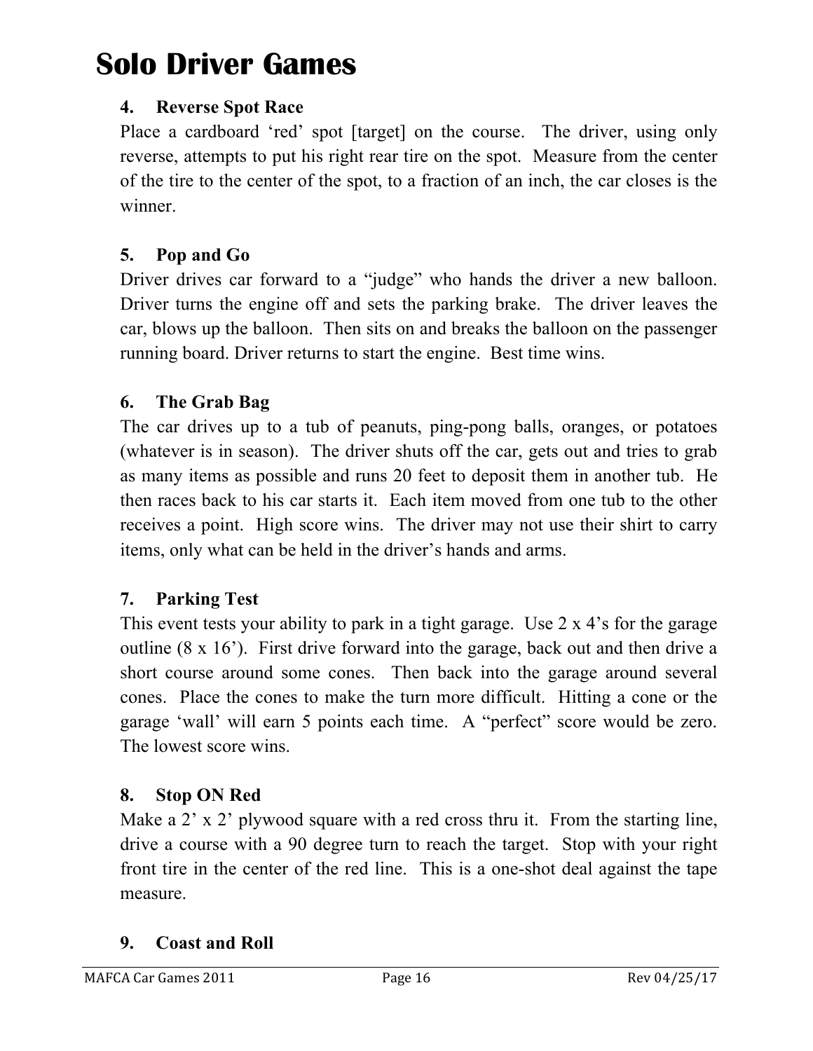# Solo Driver Games

### 4. Reverse Spot Race

Place a cardboard 'red' spot [target] on the course. The driver, using only reverse, attempts to put his right rear tire on the spot. Measure from the center of the tire to the center of the spot, to a fraction of an inch, the car closes is the winner.

### 5. Pop and Go

Driver drives car forward to a "judge" who hands the driver a new balloon. Driver turns the engine off and sets the parking brake. The driver leaves the car, blows up the balloon. Then sits on and breaks the balloon on the passenger running board. Driver returns to start the engine. Best time wins.

### 6. The Grab Bag

The car drives up to a tub of peanuts, ping-pong balls, oranges, or potatoes (whatever is in season). The driver shuts off the car, gets out and tries to grab as many items as possible and runs 20 feet to deposit them in another tub. He then races back to his car starts it. Each item moved from one tub to the other receives a point. High score wins. The driver may not use their shirt to carry items, only what can be held in the driver's hands and arms.

### 7. Parking Test

This event tests your ability to park in a tight garage. Use 2 x 4's for the garage outline (8 x 16'). First drive forward into the garage, back out and then drive a short course around some cones. Then back into the garage around several cones. Place the cones to make the turn more difficult. Hitting a cone or the garage 'wall' will earn 5 points each time. A "perfect" score would be zero. The lowest score wins.

### 8. Stop ON Red

Make a 2' x 2' plywood square with a red cross thru it. From the starting line, drive a course with a 90 degree turn to reach the target. Stop with your right front tire in the center of the red line. This is a one-shot deal against the tape measure.

### 9. Coast and Roll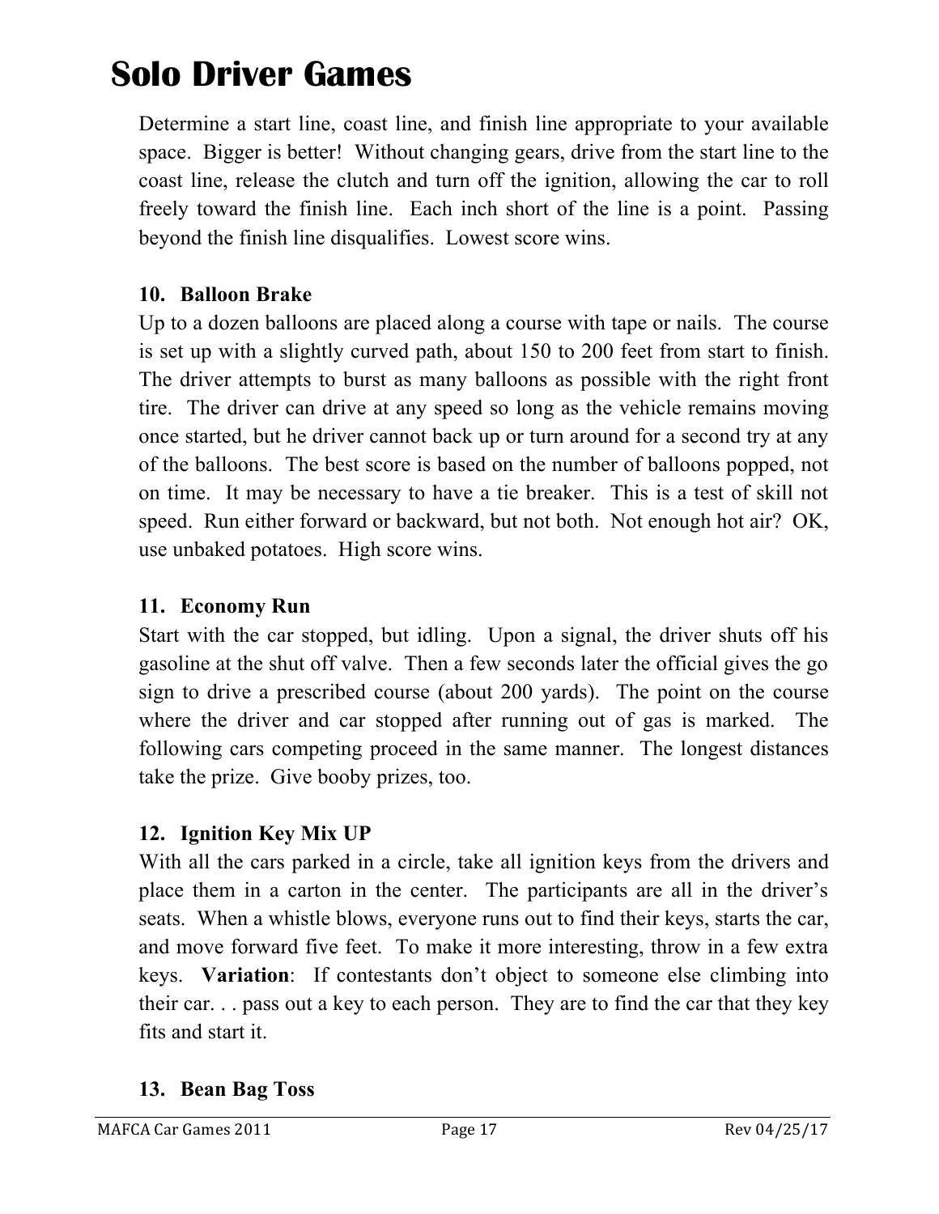# Solo Driver Games

Determine a start line, coast line, and finish line appropriate to your available space. Bigger is better! Without changing gears, drive from the start line to the coast line, release the clutch and turn off the ignition, allowing the car to roll freely toward the finish line. Each inch short of the line is a point. Passing beyond the finish line disqualifies. Lowest score wins.

### 10. Balloon Brake

Up to a dozen balloons are placed along a course with tape or nails. The course is set up with a slightly curved path, about 150 to 200 feet from start to finish. The driver attempts to burst as many balloons as possible with the right front tire. The driver can drive at any speed so long as the vehicle remains moving once started, but he driver cannot back up or turn around for a second try at any of the balloons. The best score is based on the number of balloons popped, not on time. It may be necessary to have a tie breaker. This is a test of skill not speed. Run either forward or backward, but not both. Not enough hot air? OK, use unbaked potatoes. High score wins.

### 11. Economy Run

Start with the car stopped, but idling. Upon a signal, the driver shuts off his gasoline at the shut off valve. Then a few seconds later the official gives the go sign to drive a prescribed course (about 200 yards). The point on the course where the driver and car stopped after running out of gas is marked. The following cars competing proceed in the same manner. The longest distances take the prize. Give booby prizes, too.

### 12. Ignition Key Mix UP

With all the cars parked in a circle, take all ignition keys from the drivers and place them in a carton in the center. The participants are all in the driver's seats. When a whistle blows, everyone runs out to find their keys, starts the car, and move forward five feet. To make it more interesting, throw in a few extra keys. **Variation**: If contestants don't object to someone else climbing into their car. . . pass out a key to each person. They are to find the car that they key fits and start it.

### 13. Bean Bag Toss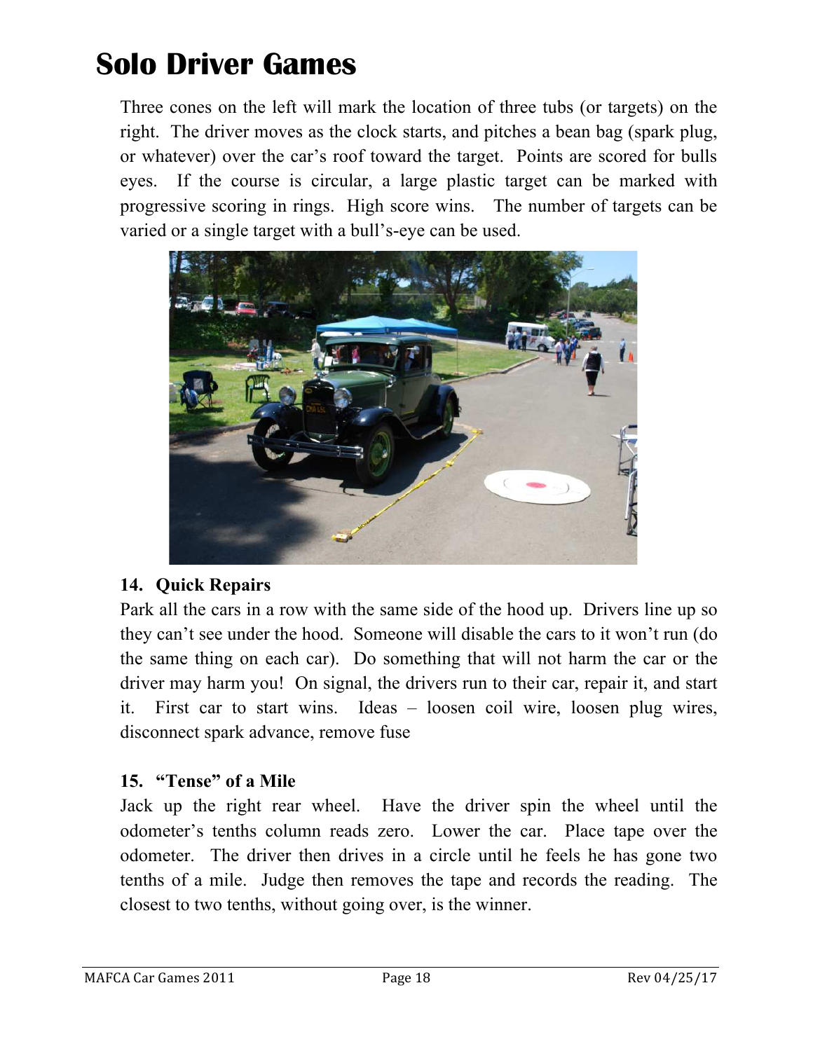# Solo Driver Games

Three cones on the left will mark the location of three tubs (or targets) on the right. The driver moves as the clock starts, and pitches a bean bag (spark plug, or whatever) over the car's roof toward the target. Points are scored for bulls eyes. If the course is circular, a large plastic target can be marked with progressive scoring in rings. High score wins. The number of targets can be varied or a single target with a bull's-eye can be used.

### 14. Quick Repairs

Park all the cars in a row with the same side of the hood up. Drivers line up so they can't see under the hood. Someone will disable the cars to it won't run (do the same thing on each car). Do something that will not harm the car or the driver may harm you! On signal, the drivers run to their car, repair it, and start it. First car to start wins. Ideas – loosen coil wire, loosen plug wires, disconnect spark advance, remove fuse

### 15. "Tense" of a Mile

Jack up the right rear wheel. Have the driver spin the wheel until the odometer's tenths column reads zero. Lower the car. Place tape over the odometer. The driver then drives in a circle until he feels he has gone two tenths of a mile. Judge then removes the tape and records the reading. The closest to two tenths, without going over, is the winner.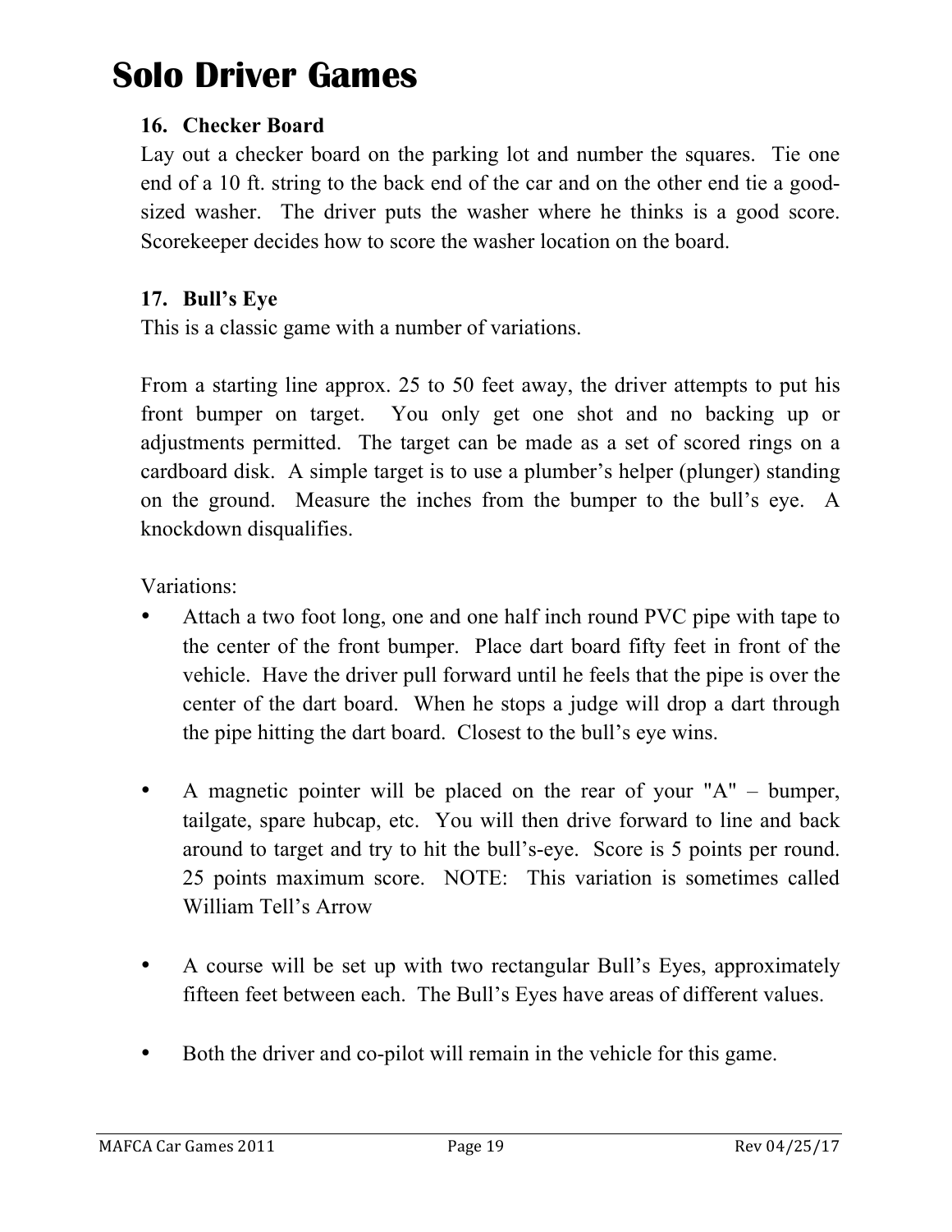# Solo Driver Games

### 16. Checker Board

Lay out a checker board on the parking lot and number the squares. Tie one end of a 10 ft. string to the back end of the car and on the other end tie a good-sized washer. The driver puts the washer where he thinks is a good score. Scorekeeper decides how to score the washer location on the board.

### 17. Bull's Eye

This is a classic game with a number of variations.

From a starting line approx. 25 to 50 feet away, the driver attempts to put his front bumper on target. You only get one shot and no backing up or adjustments permitted. The target can be made as a set of scored rings on a cardboard disk. A simple target is to use a plumber's helper (plunger) standing on the ground. Measure the inches from the bumper to the bull's eye. A knockdown disqualifies.

Variations:

- Attach a two foot long, one and one half inch round PVC pipe with tape to the center of the front bumper. Place dart board fifty feet in front of the vehicle. Have the driver pull forward until he feels that the pipe is over the center of the dart board. When he stops a judge will drop a dart through the pipe hitting the dart board. Closest to the bull's eye wins.

- A magnetic pointer will be placed on the rear of your "A" – bumper, tailgate, spare hubcap, etc. You will then drive forward to line and back around to target and try to hit the bull's-eye. Score is 5 points per round. 25 points maximum score. NOTE: This variation is sometimes called William Tell's Arrow

- A course will be set up with two rectangular Bull's Eyes, approximately fifteen feet between each. The Bull's Eyes have areas of different values.

- Both the driver and co-pilot will remain in the vehicle for this game.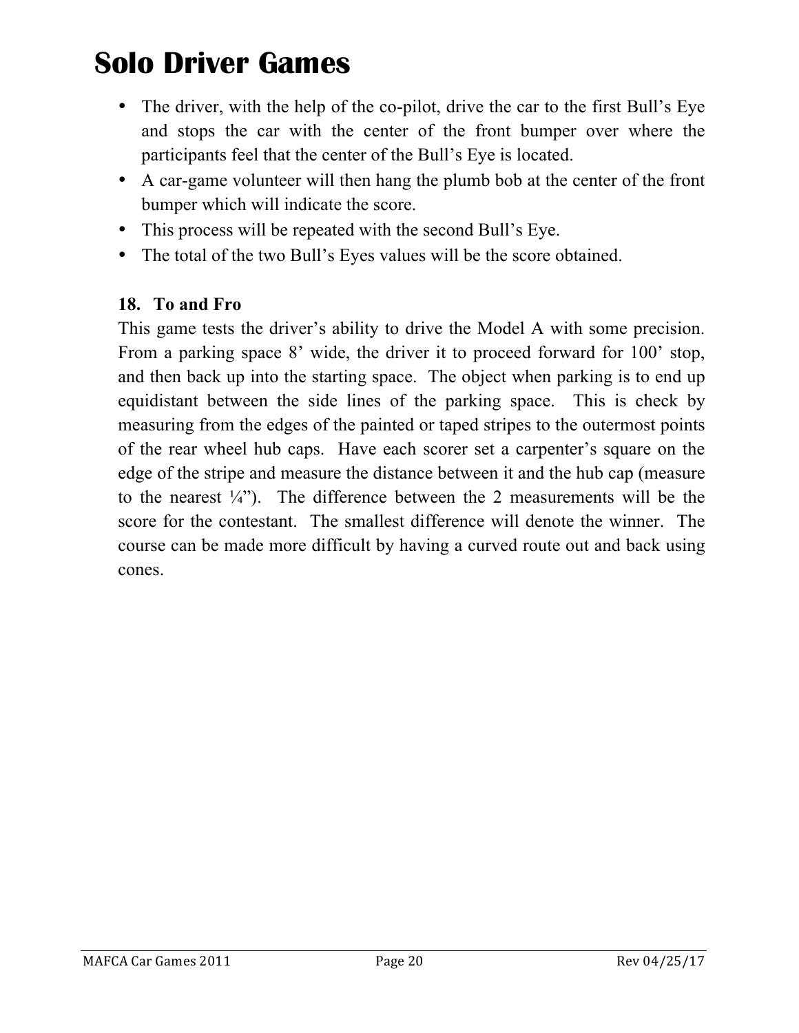# Solo Driver Games

- The driver, with the help of the co-pilot, drive the car to the first Bull's Eye and stops the car with the center of the front bumper over where the participants feel that the center of the Bull's Eye is located.
- A car-game volunteer will then hang the plumb bob at the center of the front bumper which will indicate the score.
- This process will be repeated with the second Bull's Eye.
- The total of the two Bull's Eyes values will be the score obtained.

### 18. To and Fro

This game tests the driver's ability to drive the Model A with some precision. From a parking space 8' wide, the driver it to proceed forward for 100' stop, and then back up into the starting space. The object when parking is to end up equidistant between the side lines of the parking space. This is check by measuring from the edges of the painted or taped stripes to the outermost points of the rear wheel hub caps. Have each scorer set a carpenter's square on the edge of the stripe and measure the distance between it and the hub cap (measure to the nearest ¼"). The difference between the 2 measurements will be the score for the contestant. The smallest difference will denote the winner. The course can be made more difficult by having a curved route out and back using cones.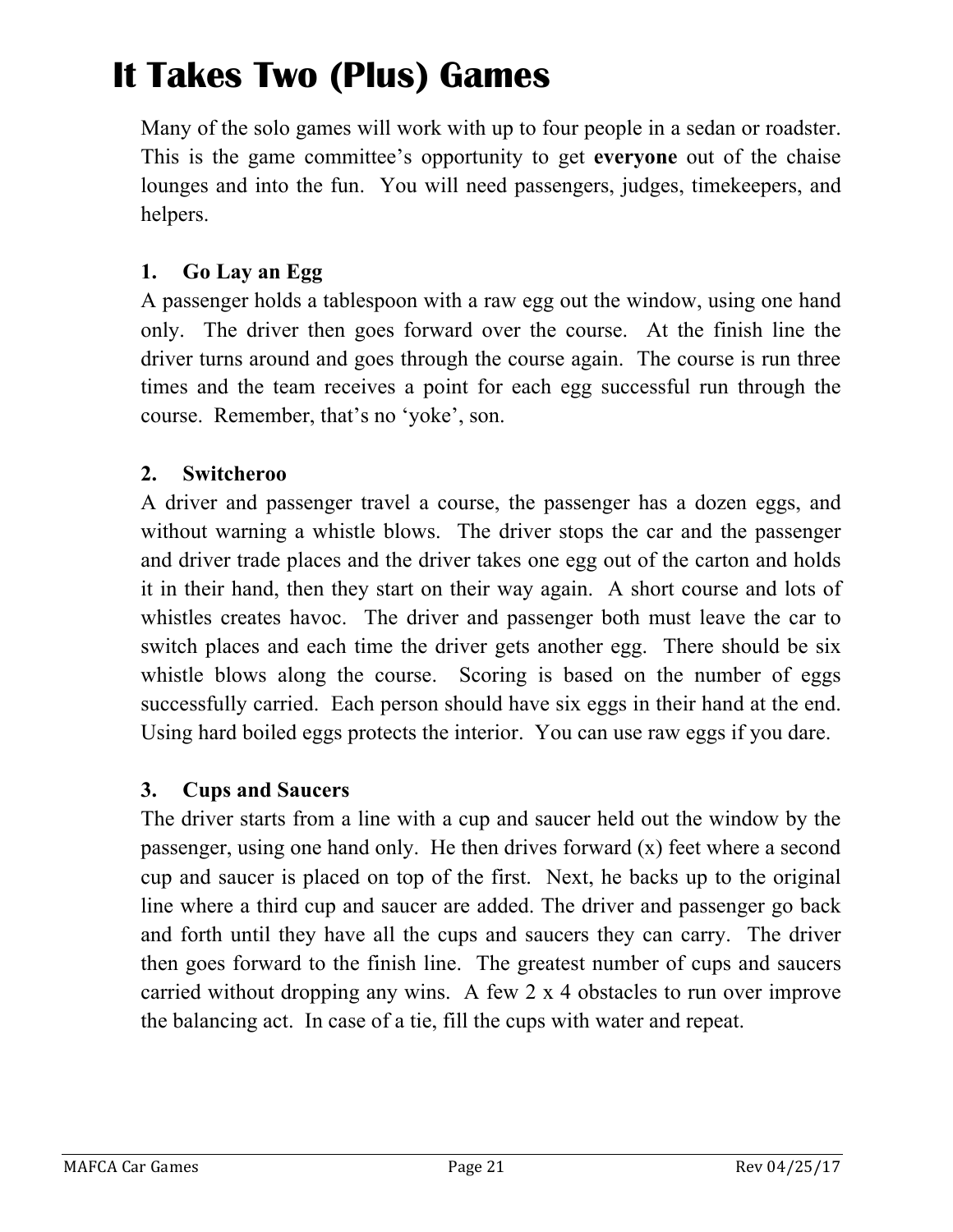# It Takes Two (Plus) Games

Many of the solo games will work with up to four people in a sedan or roadster. This is the game committee's opportunity to get **everyone** out of the chaise lounges and into the fun. You will need passengers, judges, timekeepers, and helpers.

### 1. Go Lay an Egg

A passenger holds a tablespoon with a raw egg out the window, using one hand only. The driver then goes forward over the course. At the finish line the driver turns around and goes through the course again. The course is run three times and the team receives a point for each egg successful run through the course. Remember, that's no 'yoke', son.

### 2. Switcheroo

A driver and passenger travel a course, the passenger has a dozen eggs, and without warning a whistle blows. The driver stops the car and the passenger and driver trade places and the driver takes one egg out of the carton and holds it in their hand, then they start on their way again. A short course and lots of whistles creates havoc. The driver and passenger both must leave the car to switch places and each time the driver gets another egg. There should be six whistle blows along the course. Scoring is based on the number of eggs successfully carried. Each person should have six eggs in their hand at the end. Using hard boiled eggs protects the interior. You can use raw eggs if you dare.

### 3. Cups and Saucers

The driver starts from a line with a cup and saucer held out the window by the passenger, using one hand only. He then drives forward (x) feet where a second cup and saucer is placed on top of the first. Next, he backs up to the original line where a third cup and saucer are added. The driver and passenger go back and forth until they have all the cups and saucers they can carry. The driver then goes forward to the finish line. The greatest number of cups and saucers carried without dropping any wins. A few 2 x 4 obstacles to run over improve the balancing act. In case of a tie, fill the cups with water and repeat.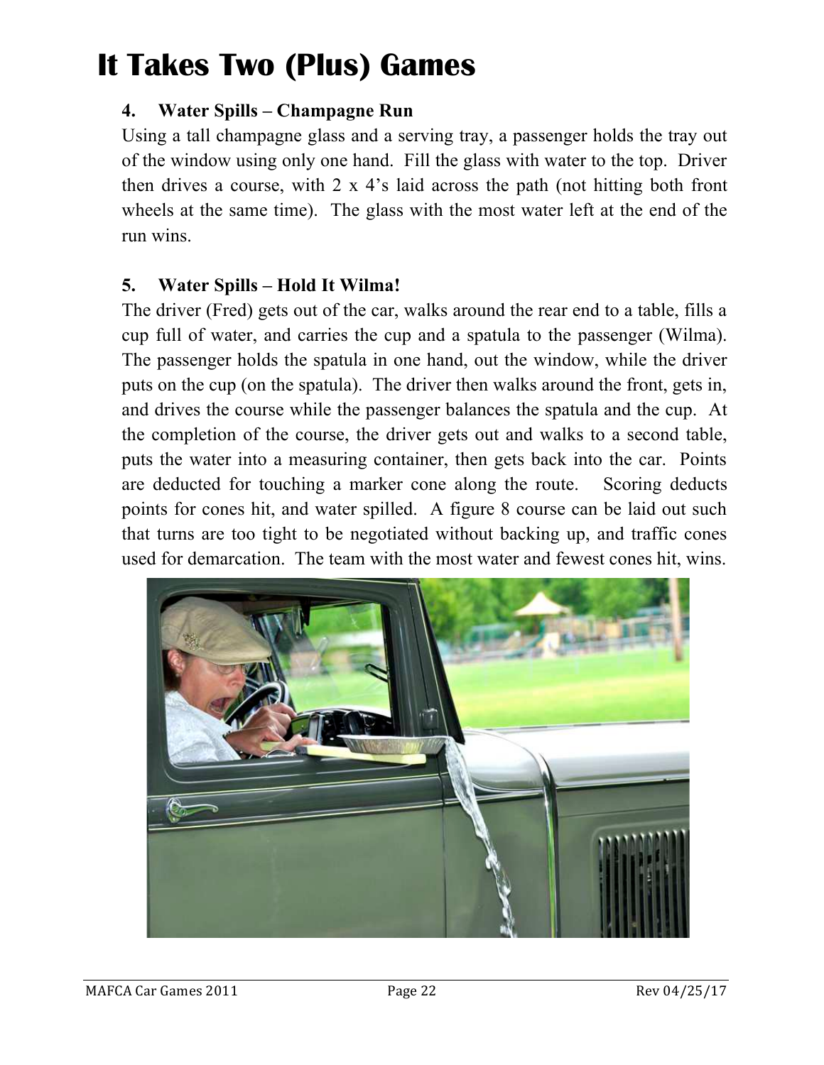# It Takes Two (Plus) Games

### 4. Water Spills – Champagne Run

Using a tall champagne glass and a serving tray, a passenger holds the tray out of the window using only one hand. Fill the glass with water to the top. Driver then drives a course, with 2 x 4's laid across the path (not hitting both front wheels at the same time). The glass with the most water left at the end of the run wins.

### 5. Water Spills – Hold It Wilma!

The driver (Fred) gets out of the car, walks around the rear end to a table, fills a cup full of water, and carries the cup and a spatula to the passenger (Wilma). The passenger holds the spatula in one hand, out the window, while the driver puts on the cup (on the spatula). The driver then walks around the front, gets in, and drives the course while the passenger balances the spatula and the cup. At the completion of the course, the driver gets out and walks to a second table, puts the water into a measuring container, then gets back into the car. Points are deducted for touching a marker cone along the route. Scoring deducts points for cones hit, and water spilled. A figure 8 course can be laid out such that turns are too tight to be negotiated without backing up, and traffic cones used for demarcation. The team with the most water and fewest cones hit, wins.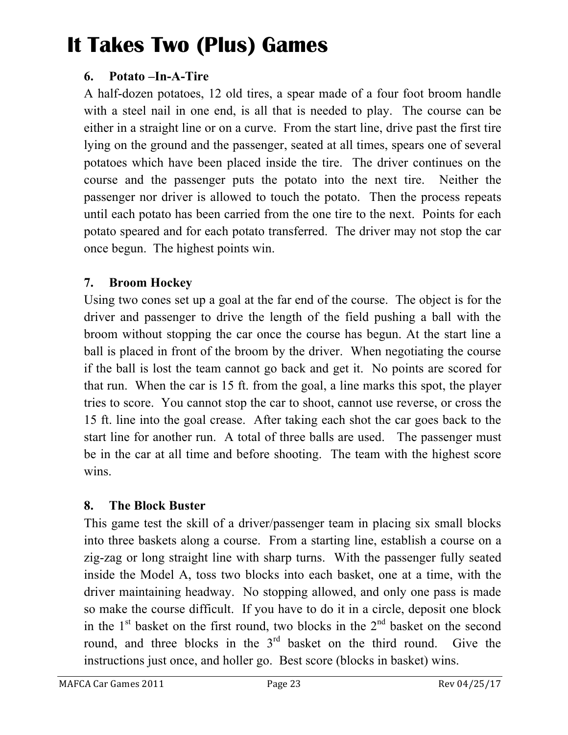# It Takes Two (Plus) Games

### 6. Potato –In-A-Tire

A half-dozen potatoes, 12 old tires, a spear made of a four foot broom handle with a steel nail in one end, is all that is needed to play. The course can be either in a straight line or on a curve. From the start line, drive past the first tire lying on the ground and the passenger, seated at all times, spears one of several potatoes which have been placed inside the tire. The driver continues on the course and the passenger puts the potato into the next tire. Neither the passenger nor driver is allowed to touch the potato. Then the process repeats until each potato has been carried from the one tire to the next. Points for each potato speared and for each potato transferred. The driver may not stop the car once begun. The highest points win.

### 7. Broom Hockey

Using two cones set up a goal at the far end of the course. The object is for the driver and passenger to drive the length of the field pushing a ball with the broom without stopping the car once the course has begun. At the start line a ball is placed in front of the broom by the driver. When negotiating the course if the ball is lost the team cannot go back and get it. No points are scored for that run. When the car is 15 ft. from the goal, a line marks this spot, the player tries to score. You cannot stop the car to shoot, cannot use reverse, or cross the 15 ft. line into the goal crease. After taking each shot the car goes back to the start line for another run. A total of three balls are used. The passenger must be in the car at all time and before shooting. The team with the highest score wins.

### 8. The Block Buster

This game test the skill of a driver/passenger team in placing six small blocks into three baskets along a course. From a starting line, establish a course on a zig-zag or long straight line with sharp turns. With the passenger fully seated inside the Model A, toss two blocks into each basket, one at a time, with the driver maintaining headway. No stopping allowed, and only one pass is made so make the course difficult. If you have to do it in a circle, deposit one block in the 1st basket on the first round, two blocks in the 2nd basket on the second round, and three blocks in the 3rd basket on the third round. Give the instructions just once, and holler go. Best score (blocks in basket) wins.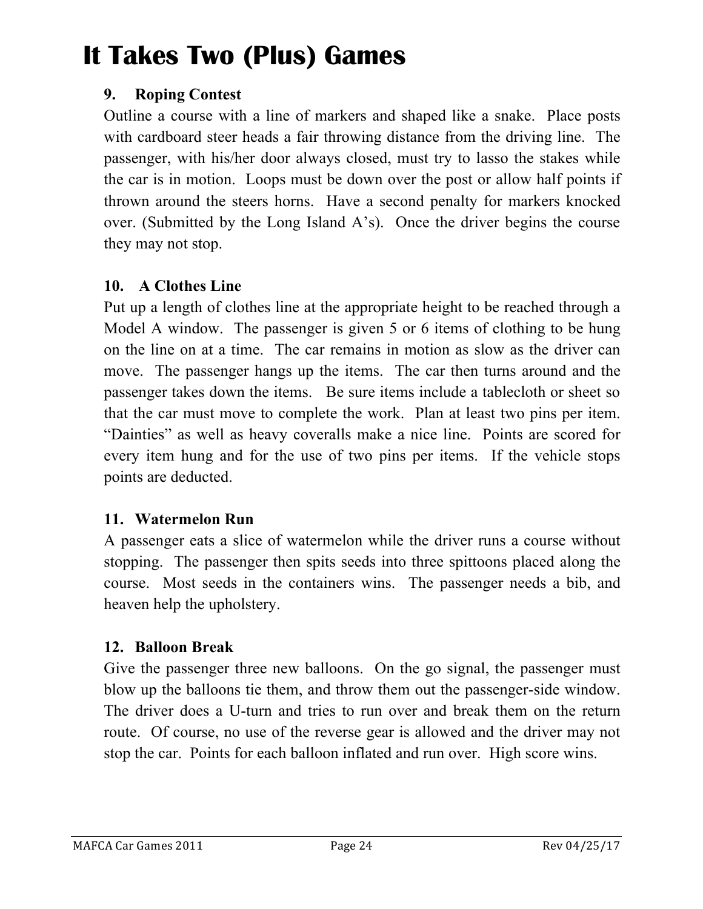# It Takes Two (Plus) Games

### 9. Roping Contest

Outline a course with a line of markers and shaped like a snake. Place posts with cardboard steer heads a fair throwing distance from the driving line. The passenger, with his/her door always closed, must try to lasso the stakes while the car is in motion. Loops must be down over the post or allow half points if thrown around the steers horns. Have a second penalty for markers knocked over. (Submitted by the Long Island A's). Once the driver begins the course they may not stop.

### 10. A Clothes Line

Put up a length of clothes line at the appropriate height to be reached through a Model A window. The passenger is given 5 or 6 items of clothing to be hung on the line on at a time. The car remains in motion as slow as the driver can move. The passenger hangs up the items. The car then turns around and the passenger takes down the items. Be sure items include a tablecloth or sheet so that the car must move to complete the work. Plan at least two pins per item. "Dainties" as well as heavy coveralls make a nice line. Points are scored for every item hung and for the use of two pins per items. If the vehicle stops points are deducted.

### 11. Watermelon Run

A passenger eats a slice of watermelon while the driver runs a course without stopping. The passenger then spits seeds into three spittoons placed along the course. Most seeds in the containers wins. The passenger needs a bib, and heaven help the upholstery.

### 12. Balloon Break

Give the passenger three new balloons. On the go signal, the passenger must blow up the balloons tie them, and throw them out the passenger-side window. The driver does a U-turn and tries to run over and break them on the return route. Of course, no use of the reverse gear is allowed and the driver may not stop the car. Points for each balloon inflated and run over. High score wins.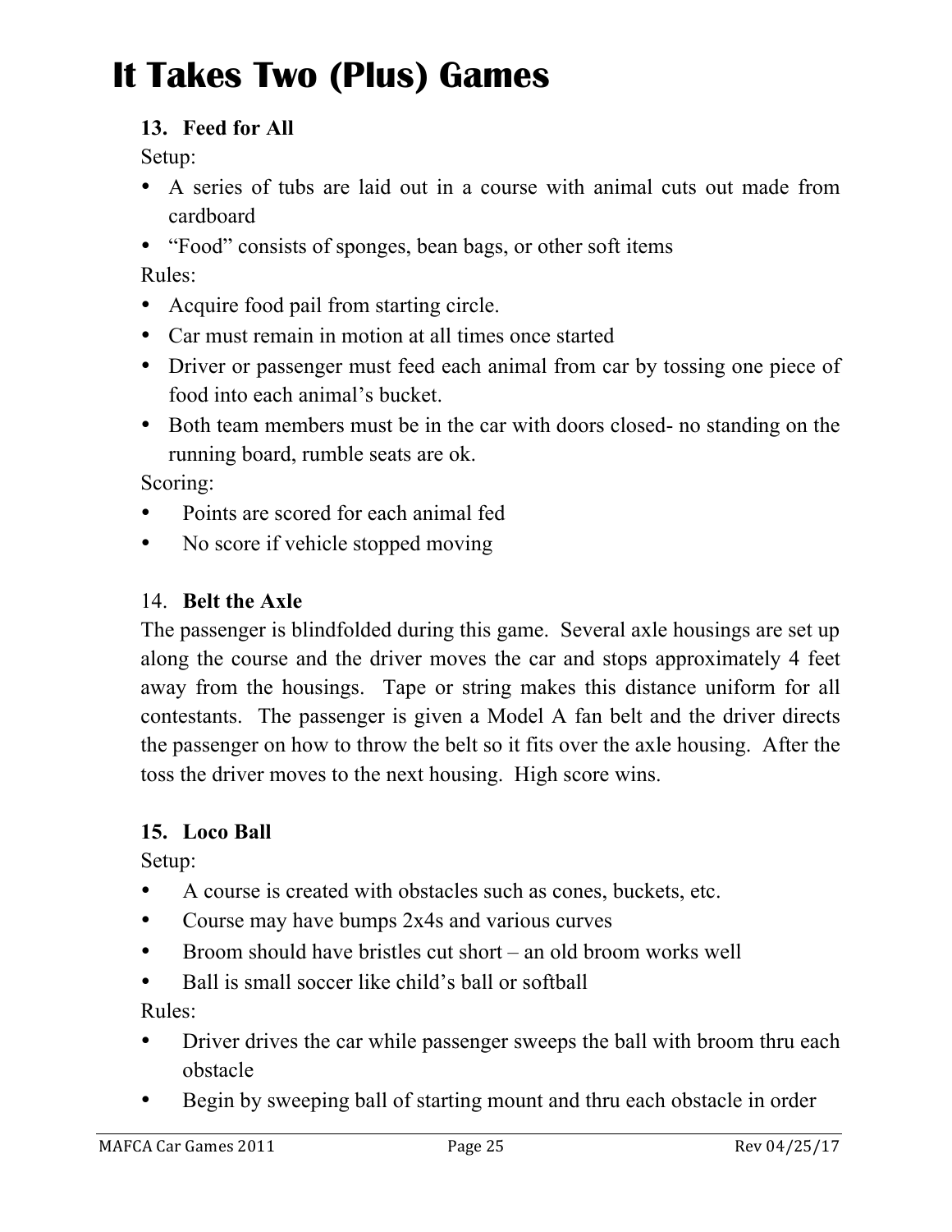# It Takes Two (Plus) Games

### 13. Feed for All

Setup:

- A series of tubs are laid out in a course with animal cuts out made from cardboard
- "Food" consists of sponges, bean bags, or other soft items

Rules:

- Acquire food pail from starting circle.
- Car must remain in motion at all times once started
- Driver or passenger must feed each animal from car by tossing one piece of food into each animal's bucket.
- Both team members must be in the car with doors closed- no standing on the running board, rumble seats are ok.

Scoring:

- Points are scored for each animal fed
- No score if vehicle stopped moving

### 14. Belt the Axle

The passenger is blindfolded during this game. Several axle housings are set up along the course and the driver moves the car and stops approximately 4 feet away from the housings. Tape or string makes this distance uniform for all contestants. The passenger is given a Model A fan belt and the driver directs the passenger on how to throw the belt so it fits over the axle housing. After the toss the driver moves to the next housing. High score wins.

### 15. Loco Ball

Setup:

- A course is created with obstacles such as cones, buckets, etc.
- Course may have bumps 2x4s and various curves
- Broom should have bristles cut short – an old broom works well
- Ball is small soccer like child's ball or softball

Rules:

- Driver drives the car while passenger sweeps the ball with broom thru each obstacle
- Begin by sweeping ball of starting mount and thru each obstacle in order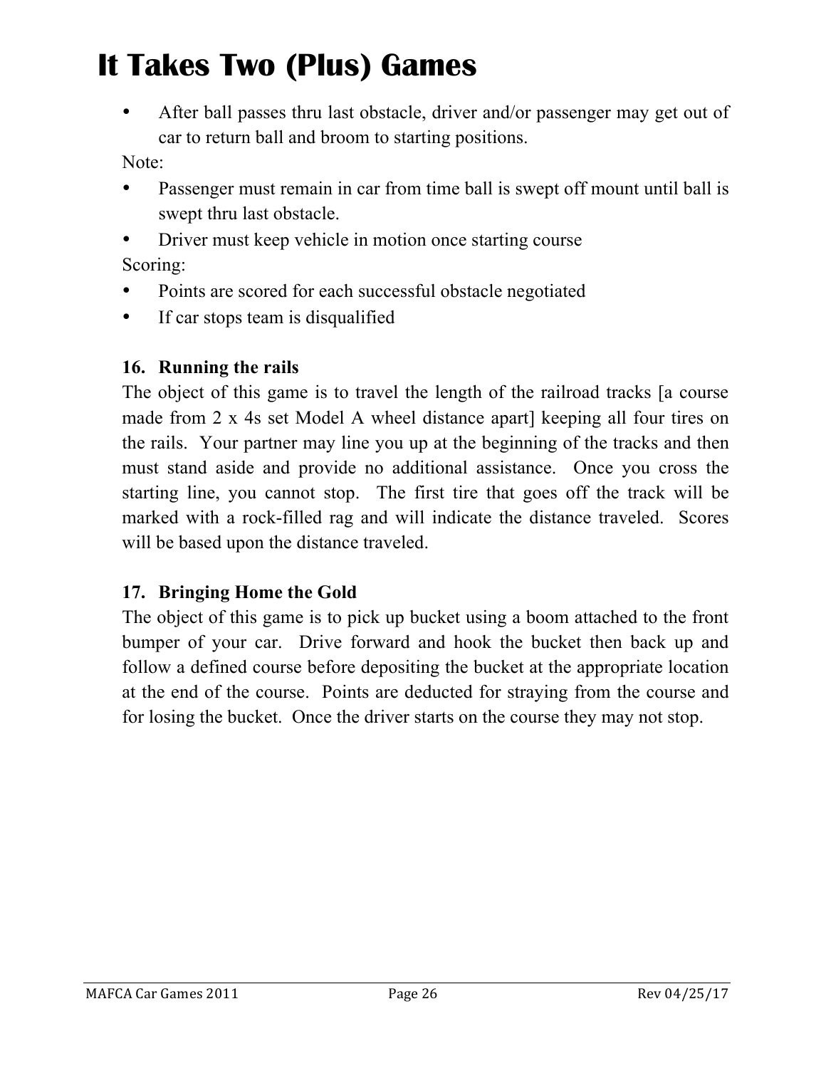# It Takes Two (Plus) Games

- After ball passes thru last obstacle, driver and/or passenger may get out of car to return ball and broom to starting positions.

Note:

- Passenger must remain in car from time ball is swept off mount until ball is swept thru last obstacle.
- Driver must keep vehicle in motion once starting course

Scoring:

- Points are scored for each successful obstacle negotiated
- If car stops team is disqualified

### 16. Running the rails

The object of this game is to travel the length of the railroad tracks [a course made from 2 x 4s set Model A wheel distance apart] keeping all four tires on the rails. Your partner may line you up at the beginning of the tracks and then must stand aside and provide no additional assistance. Once you cross the starting line, you cannot stop. The first tire that goes off the track will be marked with a rock-filled rag and will indicate the distance traveled. Scores will be based upon the distance traveled.

### 17. Bringing Home the Gold

The object of this game is to pick up bucket using a boom attached to the front bumper of your car. Drive forward and hook the bucket then back up and follow a defined course before depositing the bucket at the appropriate location at the end of the course. Points are deducted for straying from the course and for losing the bucket. Once the driver starts on the course they may not stop.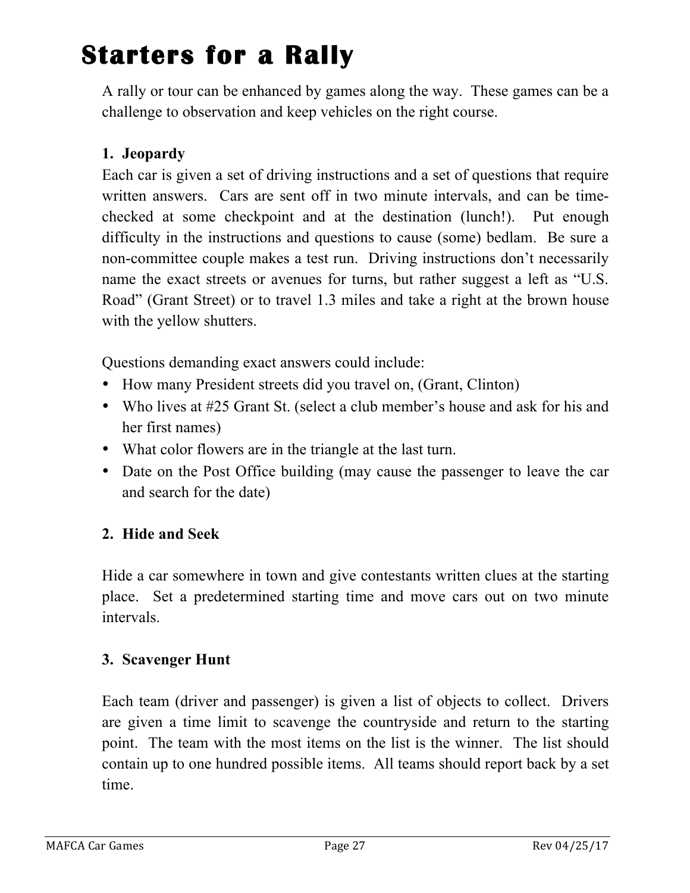# Starters for a Rally

A rally or tour can be enhanced by games along the way. These games can be a challenge to observation and keep vehicles on the right course.

### 1. Jeopardy

Each car is given a set of driving instructions and a set of questions that require written answers. Cars are sent off in two minute intervals, and can be time-checked at some checkpoint and at the destination (lunch!). Put enough difficulty in the instructions and questions to cause (some) bedlam. Be sure a non-committee couple makes a test run. Driving instructions don't necessarily name the exact streets or avenues for turns, but rather suggest a left as "U.S. Road" (Grant Street) or to travel 1.3 miles and take a right at the brown house with the yellow shutters.

Questions demanding exact answers could include:

- How many President streets did you travel on, (Grant, Clinton)
- Who lives at #25 Grant St. (select a club member's house and ask for his and her first names)
- What color flowers are in the triangle at the last turn.
- Date on the Post Office building (may cause the passenger to leave the car and search for the date)

### 2. Hide and Seek

Hide a car somewhere in town and give contestants written clues at the starting place. Set a predetermined starting time and move cars out on two minute intervals.

### 3. Scavenger Hunt

Each team (driver and passenger) is given a list of objects to collect. Drivers are given a time limit to scavenge the countryside and return to the starting point. The team with the most items on the list is the winner. The list should contain up to one hundred possible items. All teams should report back by a set time.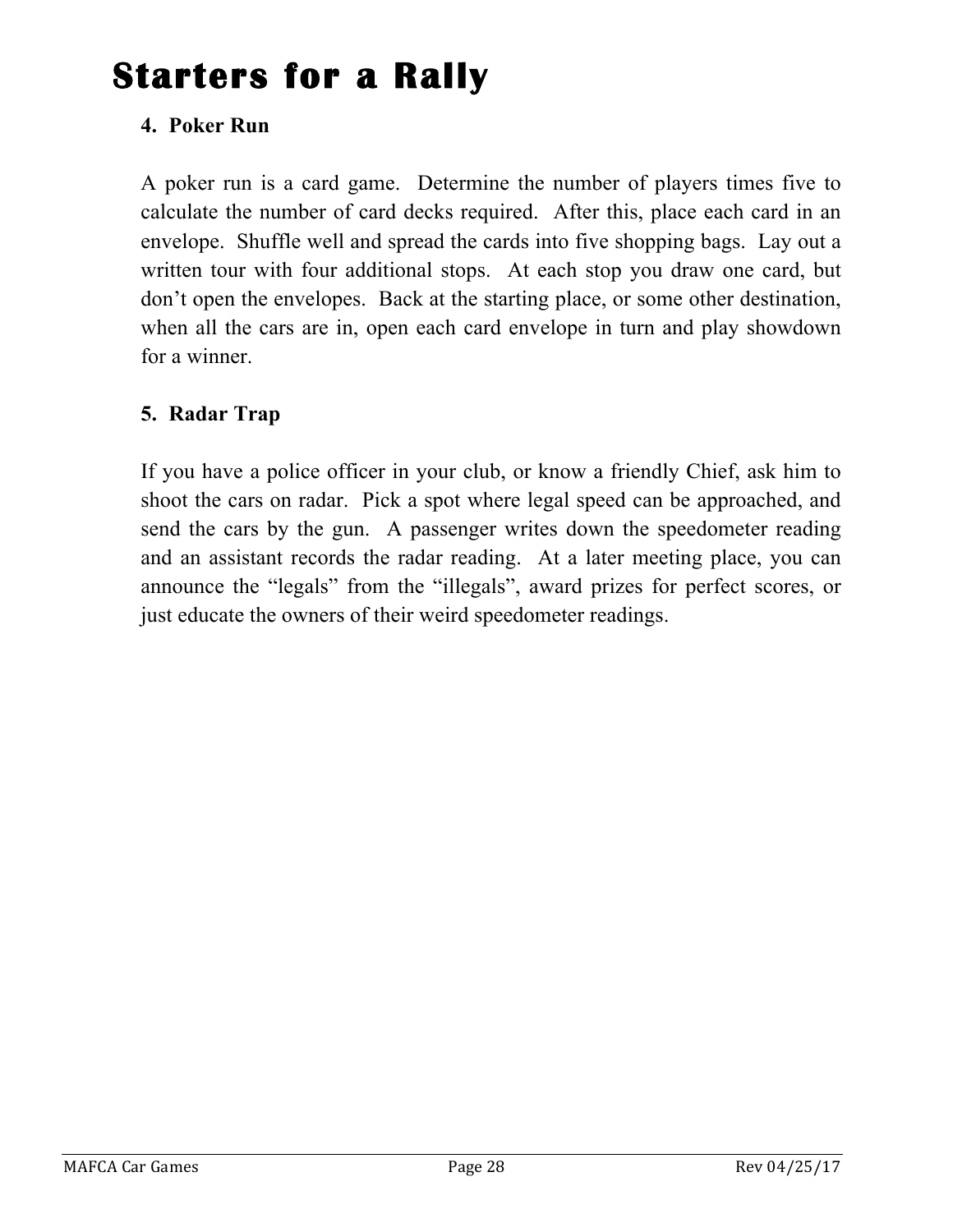# Starters for a Rally

### 4. Poker Run

A poker run is a card game. Determine the number of players times five to calculate the number of card decks required. After this, place each card in an envelope. Shuffle well and spread the cards into five shopping bags. Lay out a written tour with four additional stops. At each stop you draw one card, but don't open the envelopes. Back at the starting place, or some other destination, when all the cars are in, open each card envelope in turn and play showdown for a winner.

### 5. Radar Trap

If you have a police officer in your club, or know a friendly Chief, ask him to shoot the cars on radar. Pick a spot where legal speed can be approached, and send the cars by the gun. A passenger writes down the speedometer reading and an assistant records the radar reading. At a later meeting place, you can announce the "legals" from the "illegals", award prizes for perfect scores, or just educate the owners of their weird speedometer readings.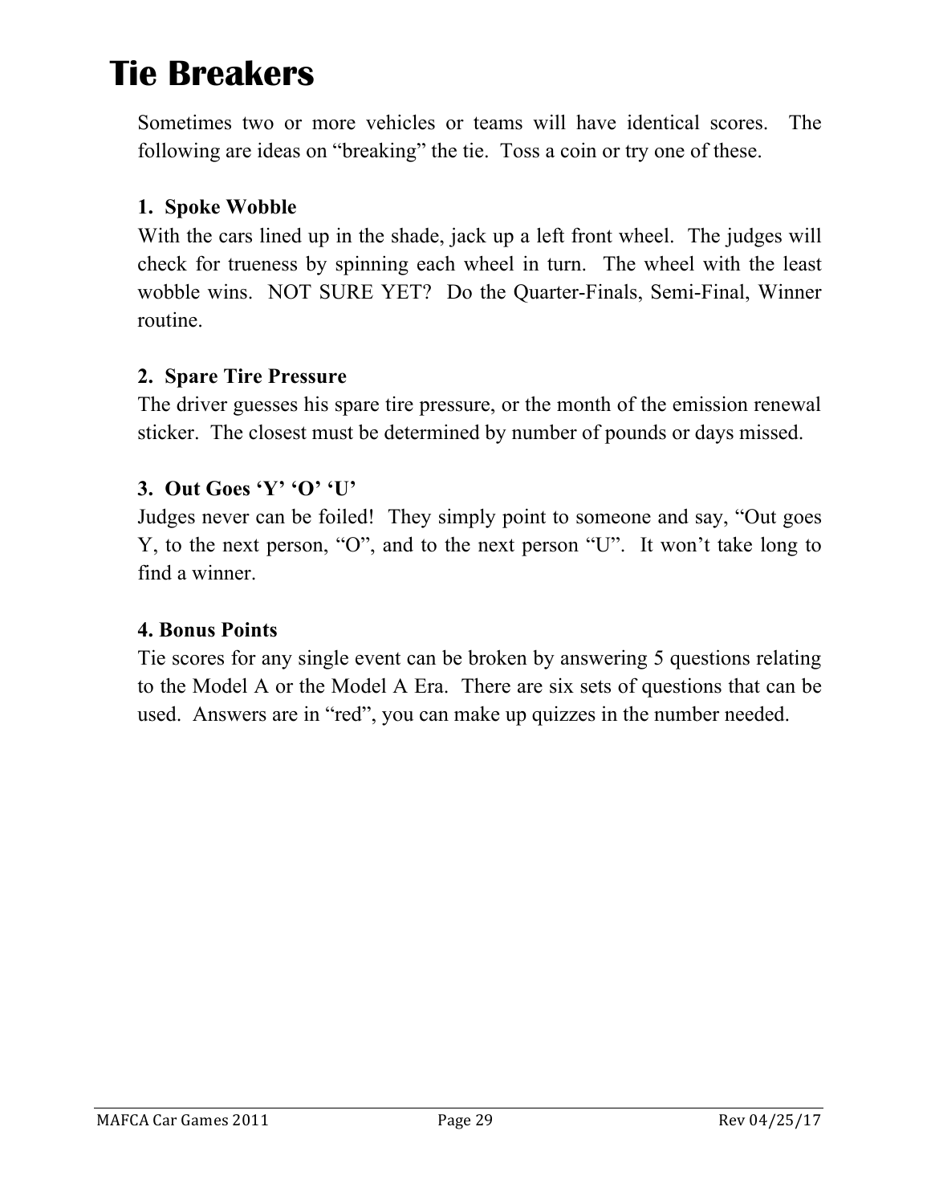# Tie Breakers

Sometimes two or more vehicles or teams will have identical scores. The following are ideas on "breaking" the tie. Toss a coin or try one of these.

**1. Spoke Wobble**

With the cars lined up in the shade, jack up a left front wheel. The judges will check for trueness by spinning each wheel in turn. The wheel with the least wobble wins. NOT SURE YET? Do the Quarter-Finals, Semi-Final, Winner routine.

**2. Spare Tire Pressure**

The driver guesses his spare tire pressure, or the month of the emission renewal sticker. The closest must be determined by number of pounds or days missed.

**3. Out Goes 'Y' 'O' 'U'**

Judges never can be foiled! They simply point to someone and say, "Out goes Y, to the next person, "O", and to the next person "U". It won't take long to find a winner.

**4. Bonus Points**

Tie scores for any single event can be broken by answering 5 questions relating to the Model A or the Model A Era. There are six sets of questions that can be used. Answers are in "red", you can make up quizzes in the number needed.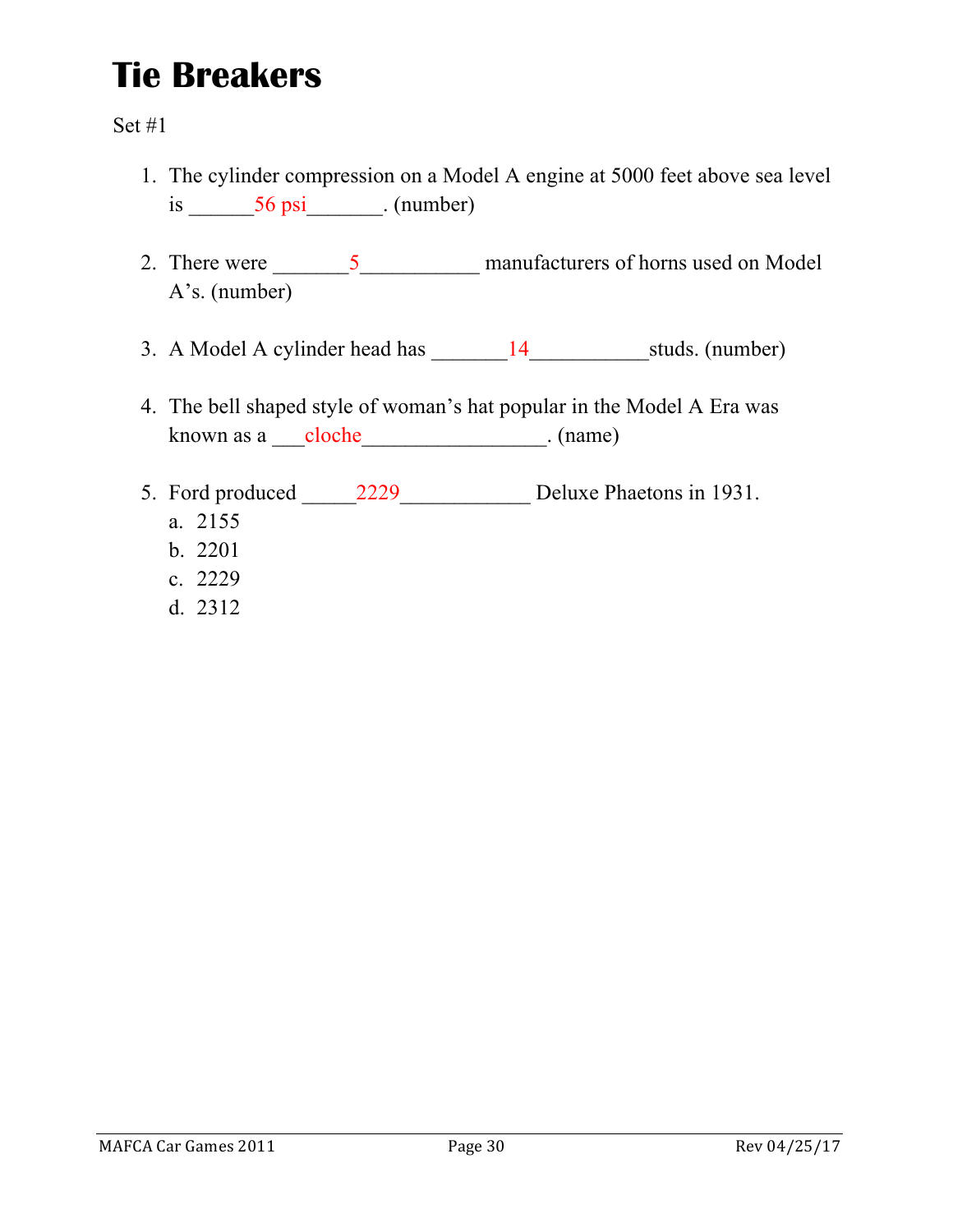# Tie Breakers

Set #1

1. The cylinder compression on a Model A engine at 5000 feet above sea level is ______56 psi_______. (number)

2. There were _______5___________ manufacturers of horns used on Model A's. (number)

3. A Model A cylinder head has _______14___________studs. (number)

4. The bell shaped style of woman's hat popular in the Model A Era was known as a ___cloche_________________. (name)

5. Ford produced _____2229____________ Deluxe Phaetons in 1931.
   a. 2155
   b. 2201
   c. 2229
   d. 2312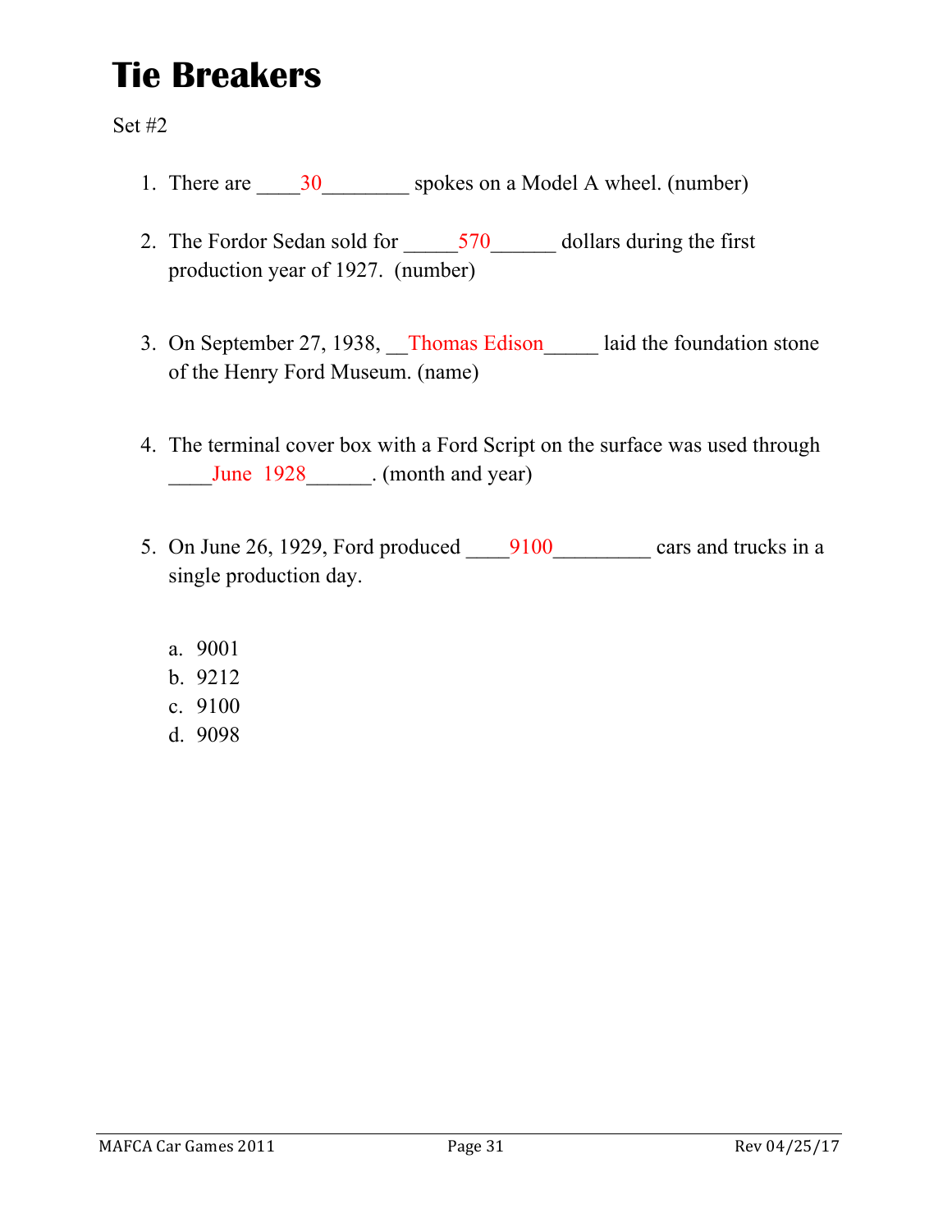# Tie Breakers

Set #2

1. There are ____30________ spokes on a Model A wheel. (number)

2. The Fordor Sedan sold for _____570______ dollars during the first production year of 1927. (number)

3. On September 27, 1938, __Thomas Edison_____ laid the foundation stone of the Henry Ford Museum. (name)

4. The terminal cover box with a Ford Script on the surface was used through ____June 1928______. (month and year)

5. On June 26, 1929, Ford produced ____9100_________ cars and trucks in a single production day.

   a. 9001
   b. 9212
   c. 9100
   d. 9098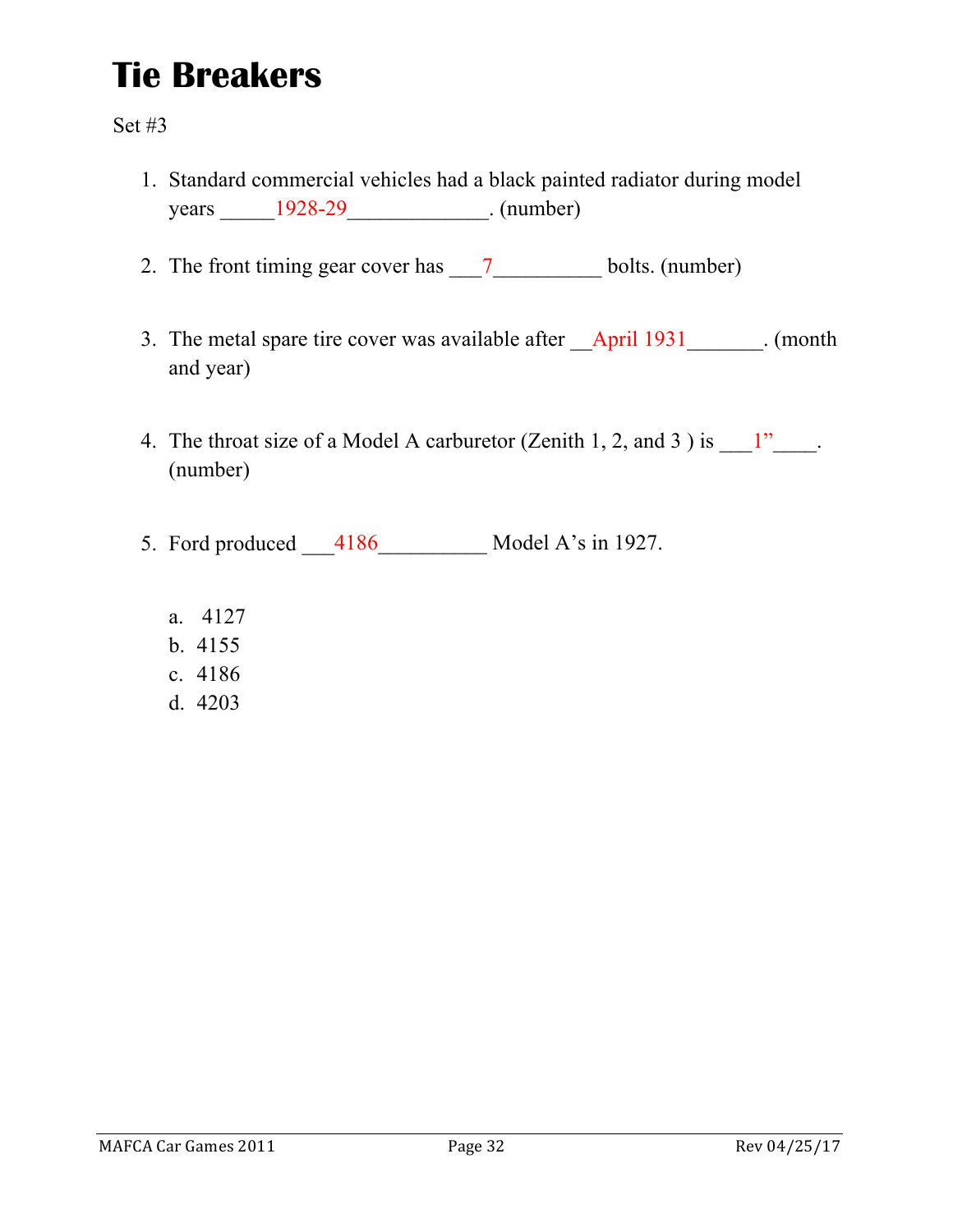# Tie Breakers

Set #3

1. Standard commercial vehicles had a black painted radiator during model years _____1928-29_____________. (number)

2. The front timing gear cover has ___7__________ bolts. (number)

3. The metal spare tire cover was available after __April 1931_______. (month and year)

4. The throat size of a Model A carburetor (Zenith 1, 2, and 3 ) is ___1"____. (number)

5. Ford produced ___4186__________ Model A's in 1927.

   a. 4127
   b. 4155
   c. 4186
   d. 4203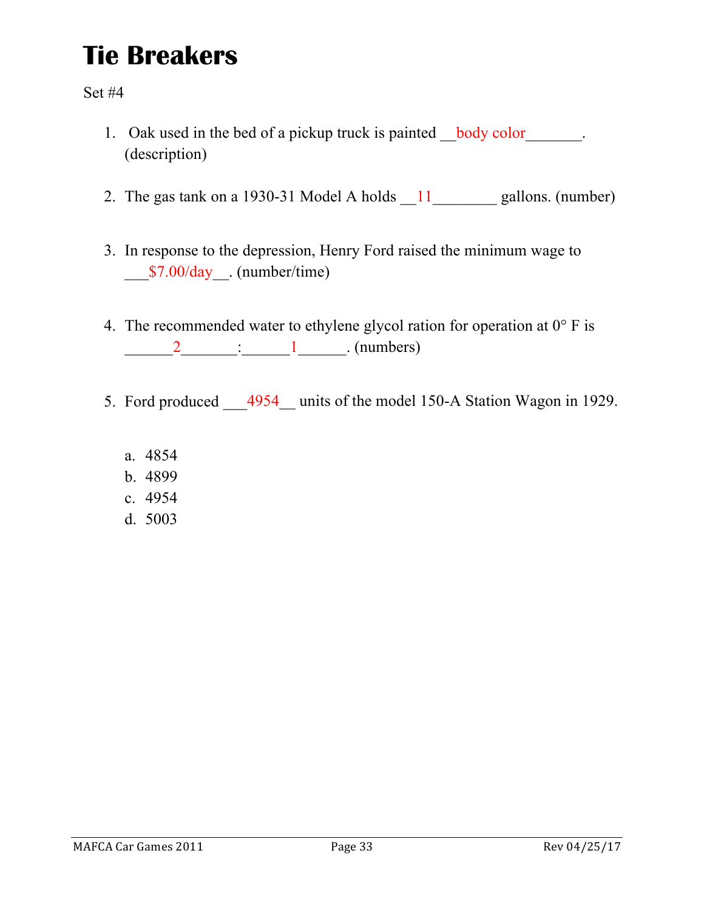# Tie Breakers

Set #4

1. Oak used in the bed of a pickup truck is painted __body color_______. (description)

2. The gas tank on a 1930-31 Model A holds __11________ gallons. (number)

3. In response to the depression, Henry Ford raised the minimum wage to ___$7.00/day__. (number/time)

4. The recommended water to ethylene glycol ration for operation at 0° F is ______2_______:______1______. (numbers)

5. Ford produced ___4954__ units of the model 150-A Station Wagon in 1929.

   a. 4854
   b. 4899
   c. 4954
   d. 5003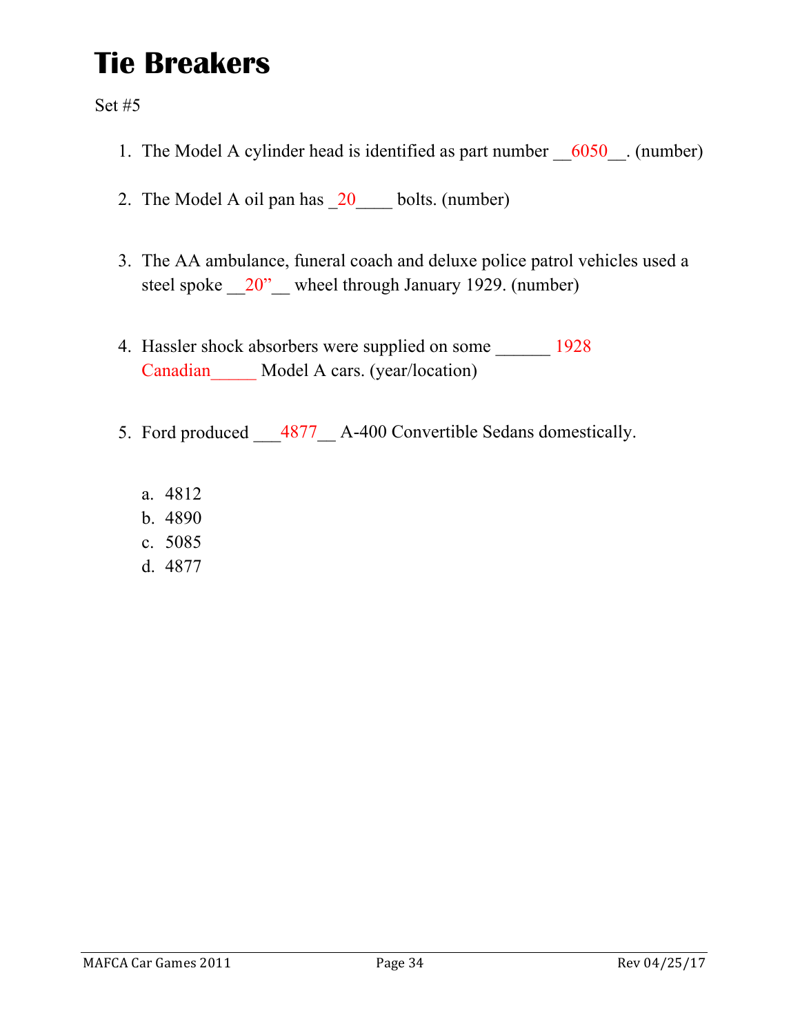# Tie Breakers

Set #5

1. The Model A cylinder head is identified as part number __6050__. (number)

2. The Model A oil pan has _20____ bolts. (number)

3. The AA ambulance, funeral coach and deluxe police patrol vehicles used a steel spoke __20"__ wheel through January 1929. (number)

4. Hassler shock absorbers were supplied on some ______ 1928 Canadian_____ Model A cars. (year/location)

5. Ford produced ___4877__ A-400 Convertible Sedans domestically.

   a. 4812
   b. 4890
   c. 5085
   d. 4877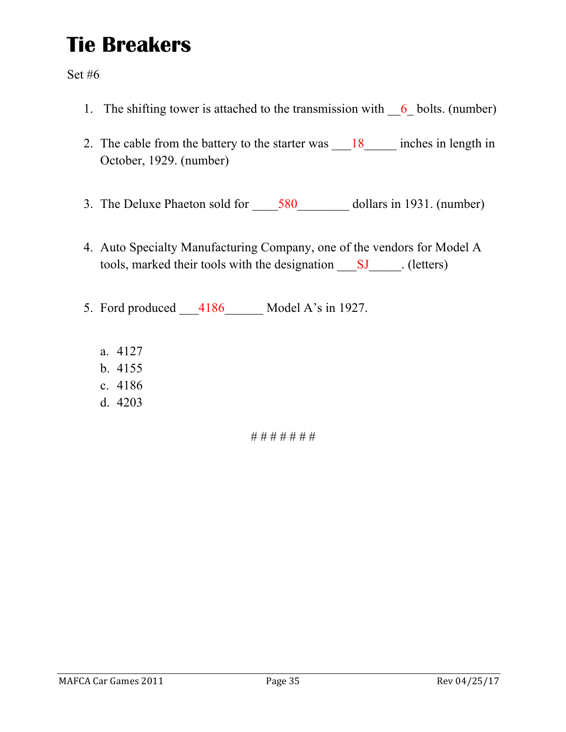# Tie Breakers

Set #6

1. The shifting tower is attached to the transmission with __6_ bolts. (number)

2. The cable from the battery to the starter was ___18_____ inches in length in October, 1929. (number)

3. The Deluxe Phaeton sold for ____580________ dollars in 1931. (number)

4. Auto Specialty Manufacturing Company, one of the vendors for Model A tools, marked their tools with the designation ___SJ_____. (letters)

5. Ford produced ___4186______ Model A's in 1927.

   a. 4127
   b. 4155
   c. 4186
   d. 4203

# # # # # # #